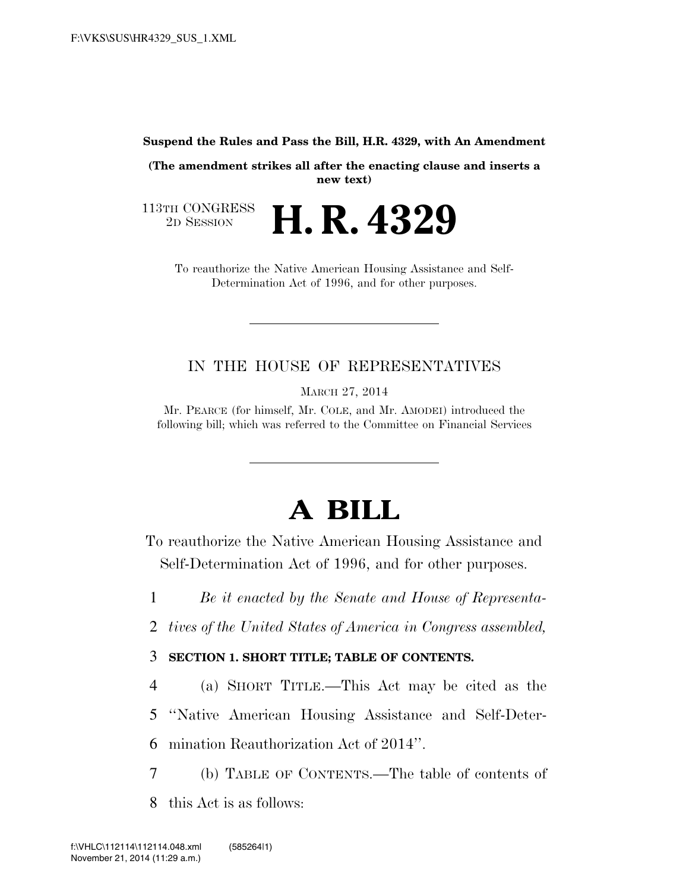**Suspend the Rules and Pass the Bill, H.R. 4329, with An Amendment**

**(The amendment strikes all after the enacting clause and inserts a new text)**

113TH CONGRESS
2D SESSION

# H. R. 4329

To reauthorize the Native American Housing Assistance and Self-Determination Act of 1996, and for other purposes.

---

IN THE HOUSE OF REPRESENTATIVES

MARCH 27, 2014

Mr. PEARCE (for himself, Mr. COLE, and Mr. AMODEI) introduced the following bill; which was referred to the Committee on Financial Services

---

# A BILL

To reauthorize the Native American Housing Assistance and Self-Determination Act of 1996, and for other purposes.

1 *Be it enacted by the Senate and House of Representa-*
2 *tives of the United States of America in Congress assembled,*

3 **SECTION 1. SHORT TITLE; TABLE OF CONTENTS.**

4 (a) SHORT TITLE.—This Act may be cited as the
5 "Native American Housing Assistance and Self-Deter-
6 mination Reauthorization Act of 2014".

7 (b) TABLE OF CONTENTS.—The table of contents of
8 this Act is as follows: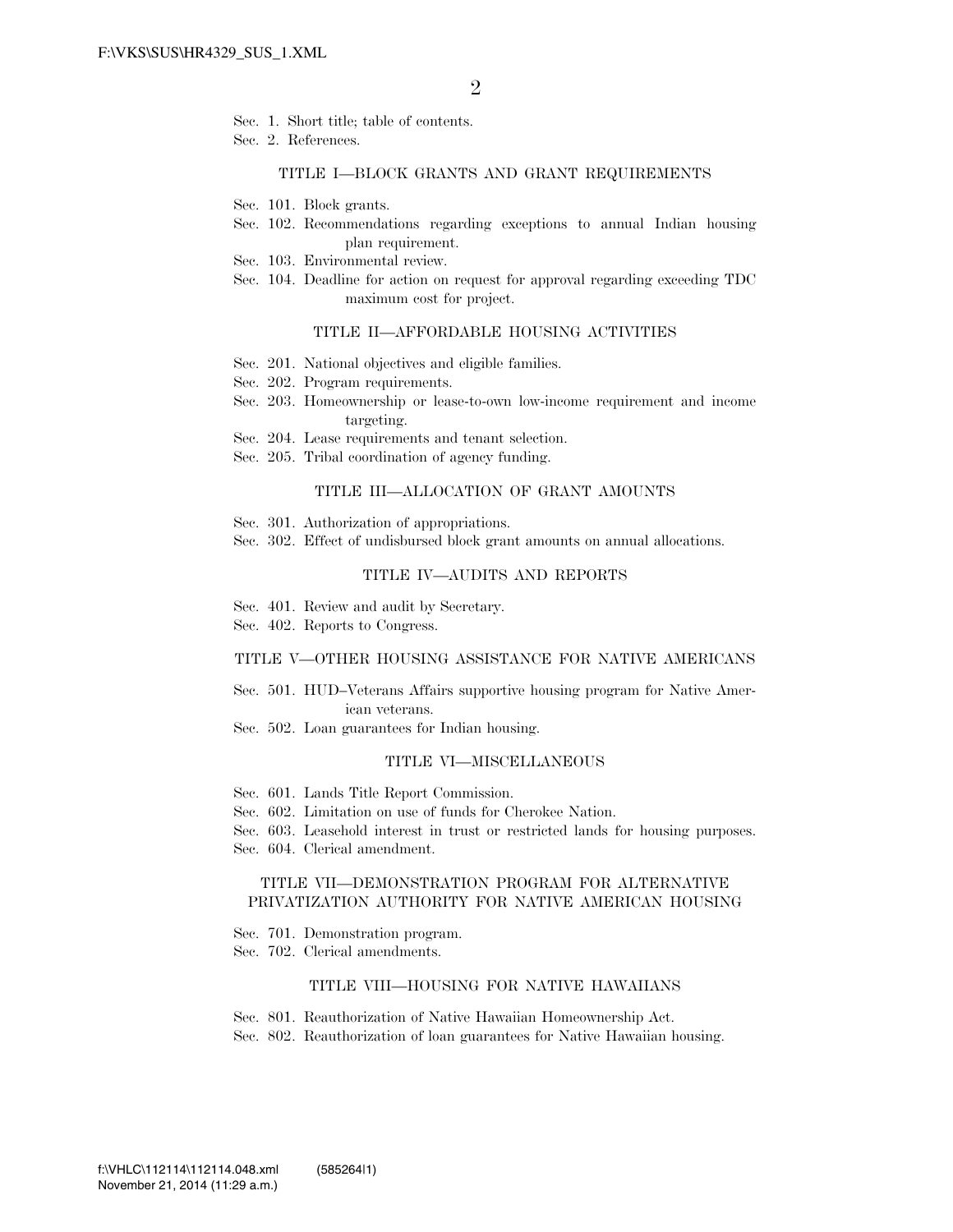Sec. 1. Short title; table of contents.
Sec. 2. References.

### TITLE I—BLOCK GRANTS AND GRANT REQUIREMENTS

Sec. 101. Block grants.
Sec. 102. Recommendations regarding exceptions to annual Indian housing plan requirement.
Sec. 103. Environmental review.
Sec. 104. Deadline for action on request for approval regarding exceeding TDC maximum cost for project.

### TITLE II—AFFORDABLE HOUSING ACTIVITIES

Sec. 201. National objectives and eligible families.
Sec. 202. Program requirements.
Sec. 203. Homeownership or lease-to-own low-income requirement and income targeting.
Sec. 204. Lease requirements and tenant selection.
Sec. 205. Tribal coordination of agency funding.

### TITLE III—ALLOCATION OF GRANT AMOUNTS

Sec. 301. Authorization of appropriations.
Sec. 302. Effect of undisbursed block grant amounts on annual allocations.

### TITLE IV—AUDITS AND REPORTS

Sec. 401. Review and audit by Secretary.
Sec. 402. Reports to Congress.

### TITLE V—OTHER HOUSING ASSISTANCE FOR NATIVE AMERICANS

Sec. 501. HUD–Veterans Affairs supportive housing program for Native American veterans.
Sec. 502. Loan guarantees for Indian housing.

### TITLE VI—MISCELLANEOUS

Sec. 601. Lands Title Report Commission.
Sec. 602. Limitation on use of funds for Cherokee Nation.
Sec. 603. Leasehold interest in trust or restricted lands for housing purposes.
Sec. 604. Clerical amendment.

### TITLE VII—DEMONSTRATION PROGRAM FOR ALTERNATIVE PRIVATIZATION AUTHORITY FOR NATIVE AMERICAN HOUSING

Sec. 701. Demonstration program.
Sec. 702. Clerical amendments.

### TITLE VIII—HOUSING FOR NATIVE HAWAIIANS

Sec. 801. Reauthorization of Native Hawaiian Homeownership Act.
Sec. 802. Reauthorization of loan guarantees for Native Hawaiian housing.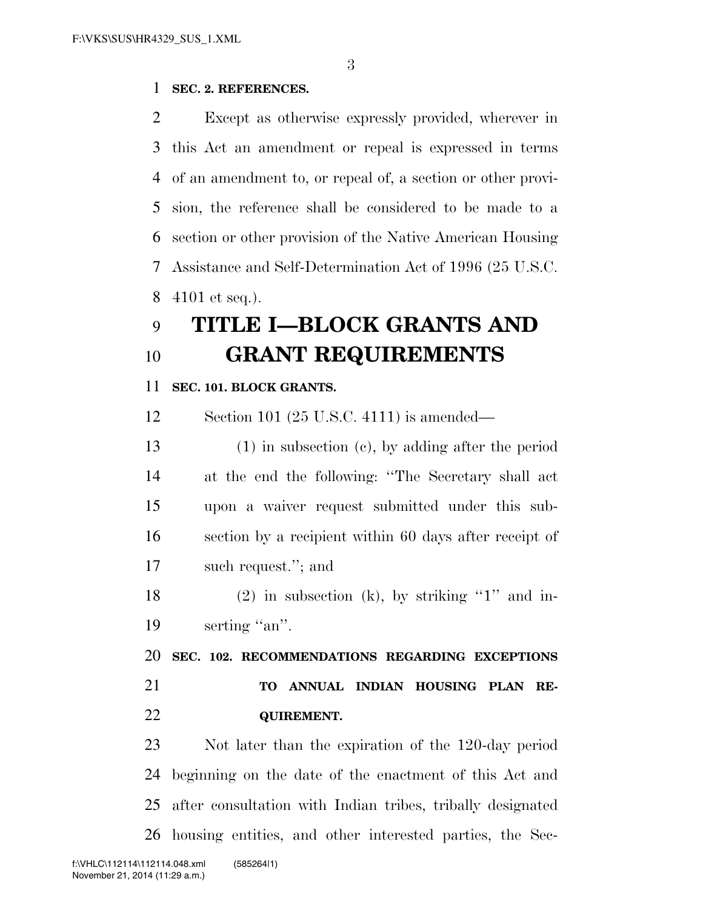**SEC. 2. REFERENCES.**

Except as otherwise expressly provided, wherever in this Act an amendment or repeal is expressed in terms of an amendment to, or repeal of, a section or other provision, the reference shall be considered to be made to a section or other provision of the Native American Housing Assistance and Self-Determination Act of 1996 (25 U.S.C. 4101 et seq.).

# TITLE I—BLOCK GRANTS AND GRANT REQUIREMENTS

**SEC. 101. BLOCK GRANTS.**

Section 101 (25 U.S.C. 4111) is amended—

(1) in subsection (c), by adding after the period at the end the following: "The Secretary shall act upon a waiver request submitted under this subsection by a recipient within 60 days after receipt of such request."; and

(2) in subsection (k), by striking "1" and inserting "an".

**SEC. 102. RECOMMENDATIONS REGARDING EXCEPTIONS TO ANNUAL INDIAN HOUSING PLAN REQUIREMENT.**

Not later than the expiration of the 120-day period beginning on the date of the enactment of this Act and after consultation with Indian tribes, tribally designated housing entities, and other interested parties, the Sec-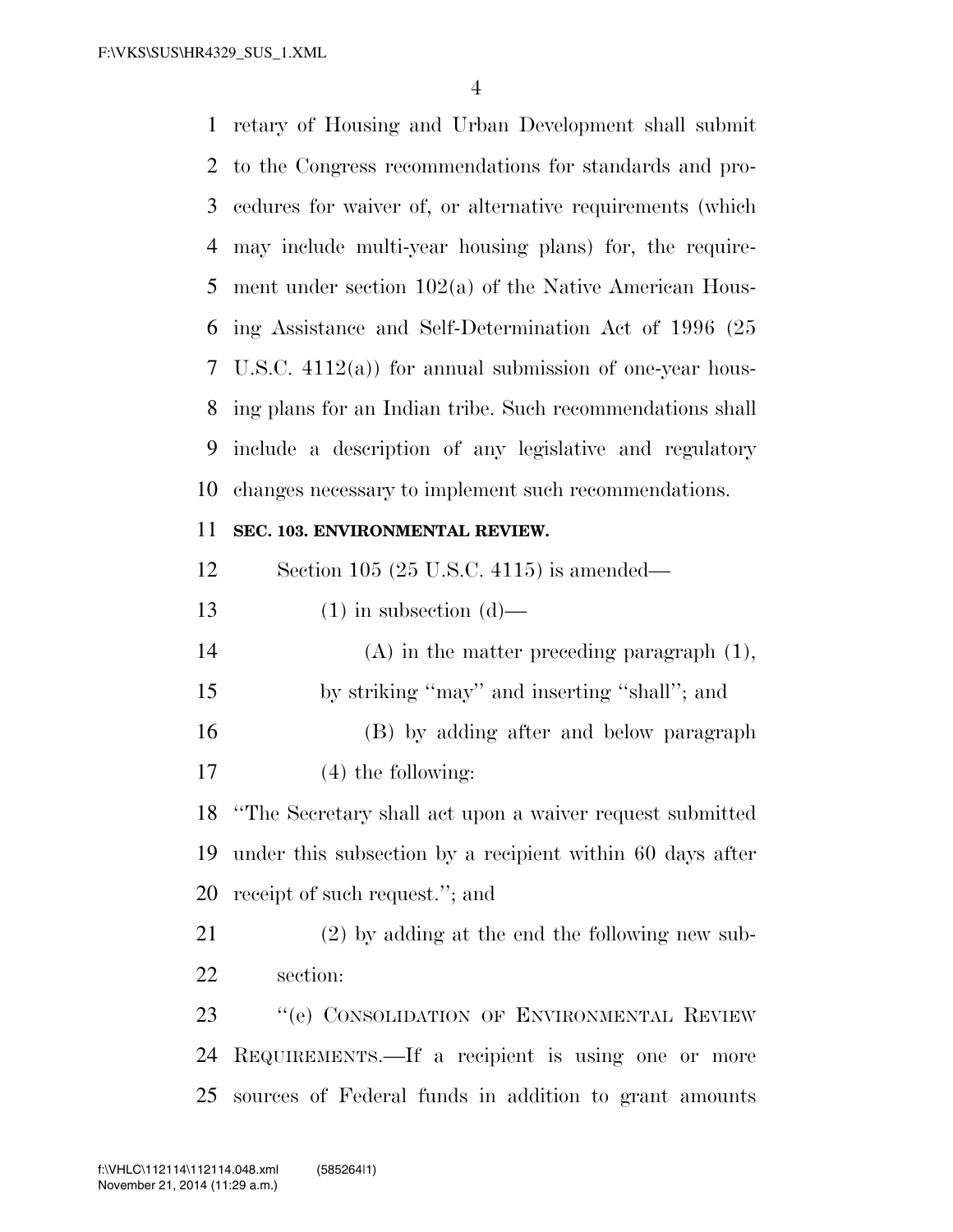retary of Housing and Urban Development shall submit to the Congress recommendations for standards and procedures for waiver of, or alternative requirements (which may include multi-year housing plans) for, the requirement under section 102(a) of the Native American Housing Assistance and Self-Determination Act of 1996 (25 U.S.C. 4112(a)) for annual submission of one-year housing plans for an Indian tribe. Such recommendations shall include a description of any legislative and regulatory changes necessary to implement such recommendations.

**SEC. 103. ENVIRONMENTAL REVIEW.**

Section 105 (25 U.S.C. 4115) is amended—

(1) in subsection (d)—

(A) in the matter preceding paragraph (1), by striking ''may'' and inserting ''shall''; and

(B) by adding after and below paragraph (4) the following:

''The Secretary shall act upon a waiver request submitted under this subsection by a recipient within 60 days after receipt of such request.''; and

(2) by adding at the end the following new subsection:

''(e) CONSOLIDATION OF ENVIRONMENTAL REVIEW REQUIREMENTS.—If a recipient is using one or more sources of Federal funds in addition to grant amounts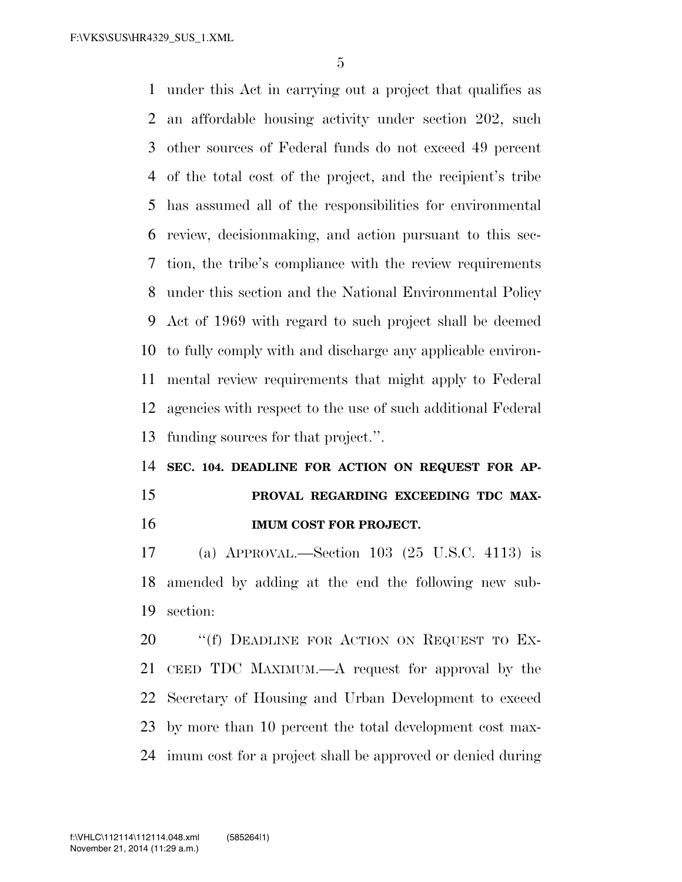under this Act in carrying out a project that qualifies as an affordable housing activity under section 202, such other sources of Federal funds do not exceed 49 percent of the total cost of the project, and the recipient's tribe has assumed all of the responsibilities for environmental review, decisionmaking, and action pursuant to this section, the tribe's compliance with the review requirements under this section and the National Environmental Policy Act of 1969 with regard to such project shall be deemed to fully comply with and discharge any applicable environmental review requirements that might apply to Federal agencies with respect to the use of such additional Federal funding sources for that project.''.

**SEC. 104. DEADLINE FOR ACTION ON REQUEST FOR APPROVAL REGARDING EXCEEDING TDC MAXIMUM COST FOR PROJECT.**

(a) APPROVAL.—Section 103 (25 U.S.C. 4113) is amended by adding at the end the following new subsection:

''(f) DEADLINE FOR ACTION ON REQUEST TO EXCEED TDC MAXIMUM.—A request for approval by the Secretary of Housing and Urban Development to exceed by more than 10 percent the total development cost maximum cost for a project shall be approved or denied during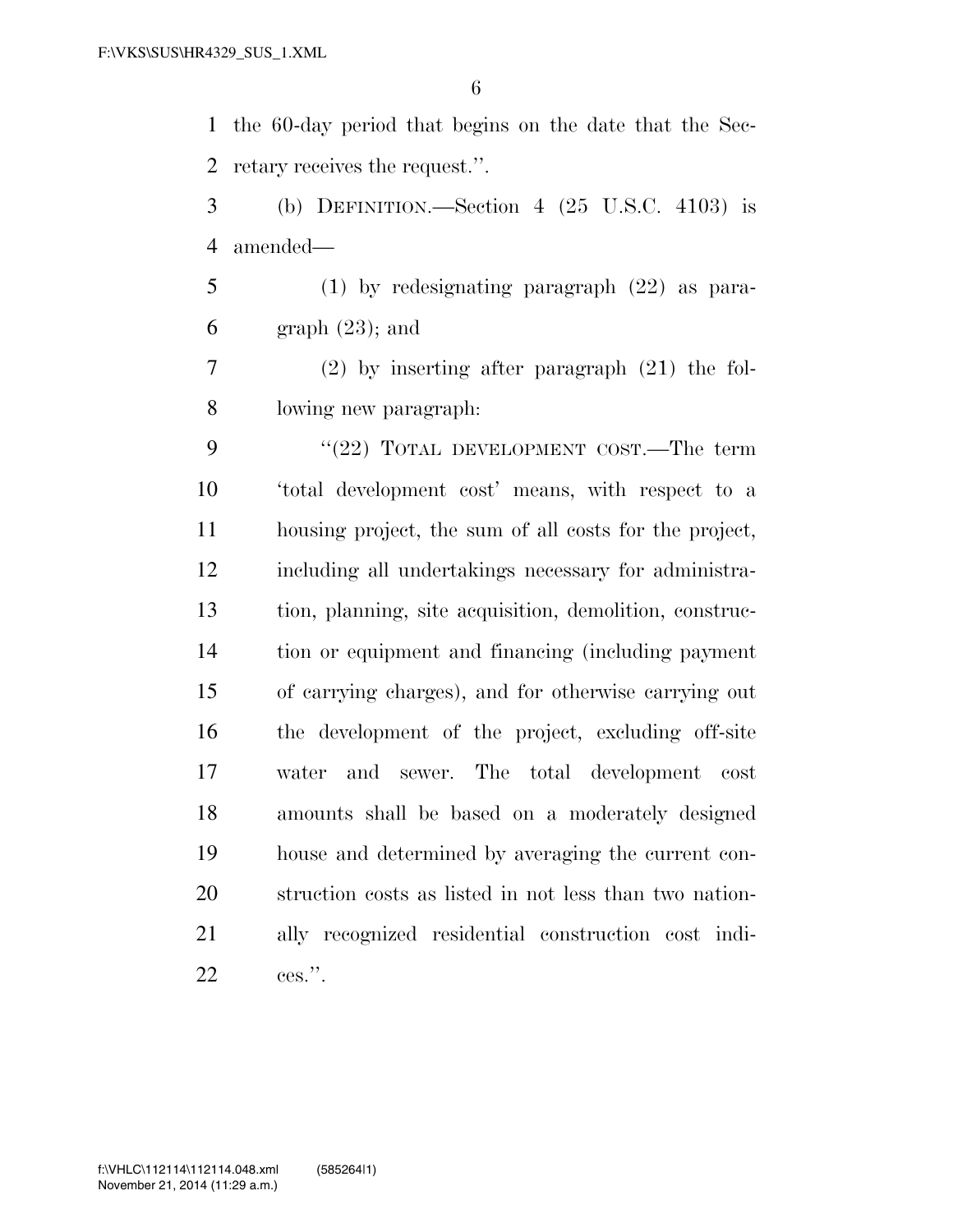the 60-day period that begins on the date that the Secretary receives the request.''.

(b) DEFINITION.—Section 4 (25 U.S.C. 4103) is amended—

(1) by redesignating paragraph (22) as paragraph (23); and

(2) by inserting after paragraph (21) the following new paragraph:

''(22) TOTAL DEVELOPMENT COST.—The term 'total development cost' means, with respect to a housing project, the sum of all costs for the project, including all undertakings necessary for administration, planning, site acquisition, demolition, construction or equipment and financing (including payment of carrying charges), and for otherwise carrying out the development of the project, excluding off-site water and sewer. The total development cost amounts shall be based on a moderately designed house and determined by averaging the current construction costs as listed in not less than two nationally recognized residential construction cost indices.''.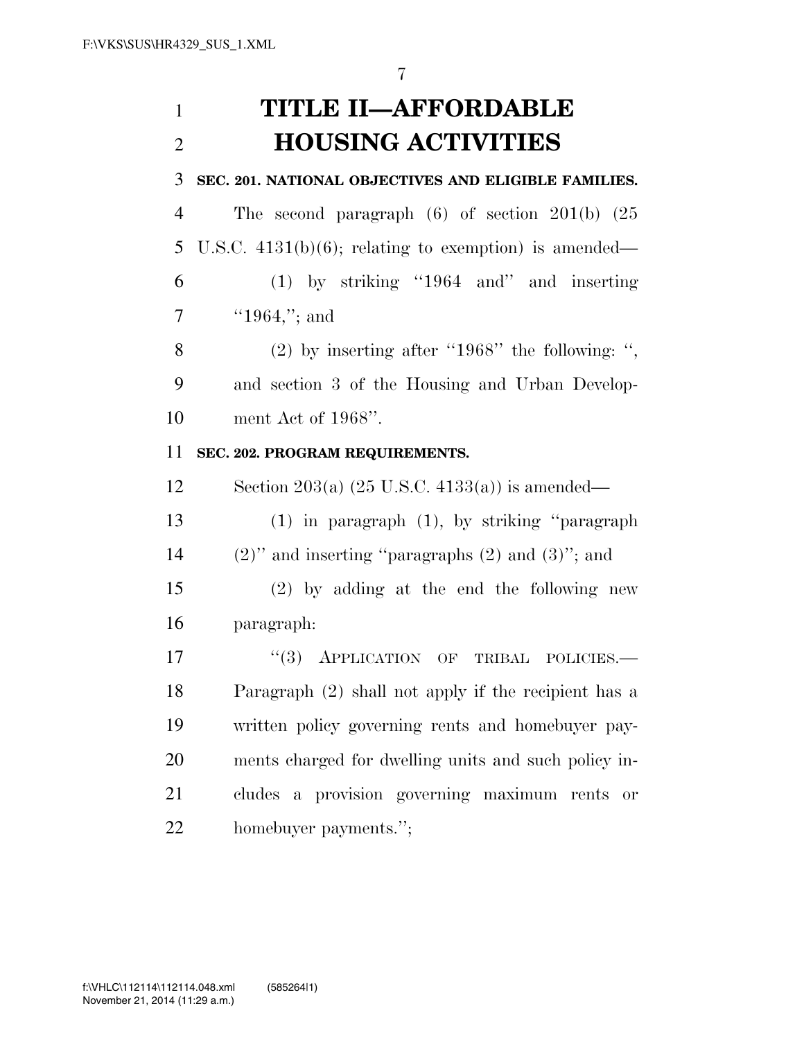# TITLE II—AFFORDABLE HOUSING ACTIVITIES

**SEC. 201. NATIONAL OBJECTIVES AND ELIGIBLE FAMILIES.**

The second paragraph (6) of section 201(b) (25 U.S.C. 4131(b)(6); relating to exemption) is amended—

(1) by striking ''1964 and'' and inserting ''1964,''; and

(2) by inserting after ''1968'' the following: '', and section 3 of the Housing and Urban Development Act of 1968''.

**SEC. 202. PROGRAM REQUIREMENTS.**

Section 203(a) (25 U.S.C. 4133(a)) is amended—

(1) in paragraph (1), by striking ''paragraph (2)'' and inserting ''paragraphs (2) and (3)''; and

(2) by adding at the end the following new paragraph:

''(3) APPLICATION OF TRIBAL POLICIES.—Paragraph (2) shall not apply if the recipient has a written policy governing rents and homebuyer payments charged for dwelling units and such policy includes a provision governing maximum rents or homebuyer payments.'';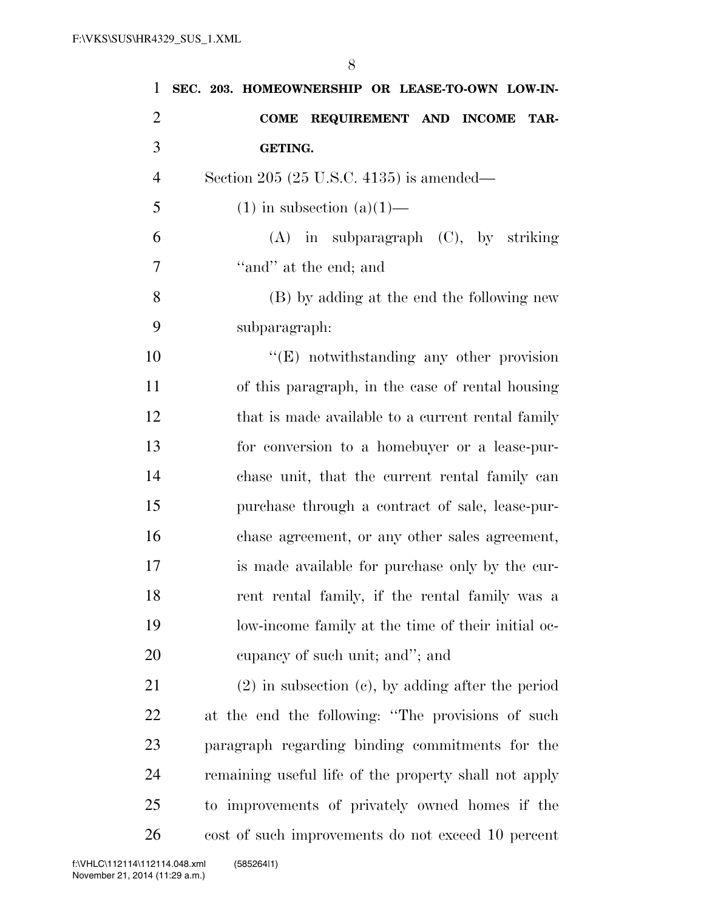**SEC. 203. HOMEOWNERSHIP OR LEASE-TO-OWN LOW-INCOME REQUIREMENT AND INCOME TARGETING.**

Section 205 (25 U.S.C. 4135) is amended—

(1) in subsection (a)(1)—

(A) in subparagraph (C), by striking "and" at the end; and

(B) by adding at the end the following new subparagraph:

"(E) notwithstanding any other provision of this paragraph, in the case of rental housing that is made available to a current rental family for conversion to a homebuyer or a lease-purchase unit, that the current rental family can purchase through a contract of sale, lease-purchase agreement, or any other sales agreement, is made available for purchase only by the current rental family, if the rental family was a low-income family at the time of their initial occupancy of such unit; and"; and

(2) in subsection (c), by adding after the period at the end the following: "The provisions of such paragraph regarding binding commitments for the remaining useful life of the property shall not apply to improvements of privately owned homes if the cost of such improvements do not exceed 10 percent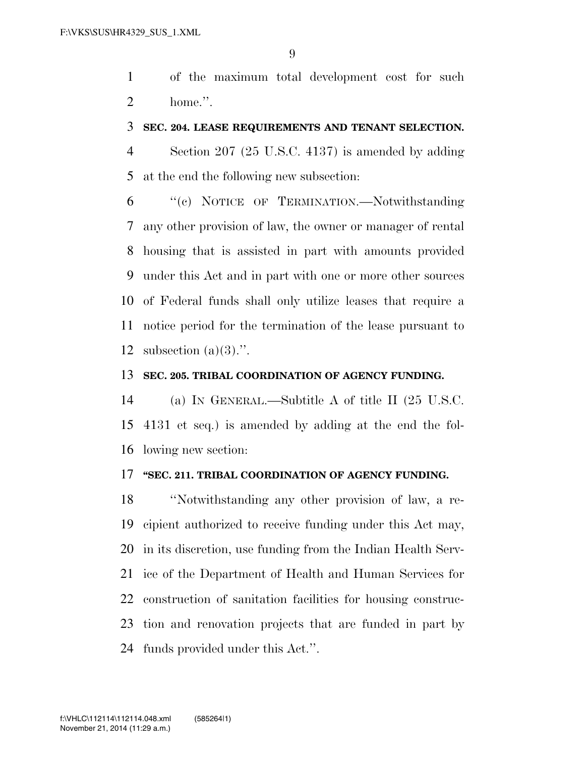of the maximum total development cost for such home.''.

**SEC. 204. LEASE REQUIREMENTS AND TENANT SELECTION.**

Section 207 (25 U.S.C. 4137) is amended by adding at the end the following new subsection:

''(c) NOTICE OF TERMINATION.—Notwithstanding any other provision of law, the owner or manager of rental housing that is assisted in part with amounts provided under this Act and in part with one or more other sources of Federal funds shall only utilize leases that require a notice period for the termination of the lease pursuant to subsection (a)(3).''.

**SEC. 205. TRIBAL COORDINATION OF AGENCY FUNDING.**

(a) IN GENERAL.—Subtitle A of title II (25 U.S.C. 4131 et seq.) is amended by adding at the end the following new section:

**''SEC. 211. TRIBAL COORDINATION OF AGENCY FUNDING.**

''Notwithstanding any other provision of law, a recipient authorized to receive funding under this Act may, in its discretion, use funding from the Indian Health Service of the Department of Health and Human Services for construction of sanitation facilities for housing construction and renovation projects that are funded in part by funds provided under this Act.''.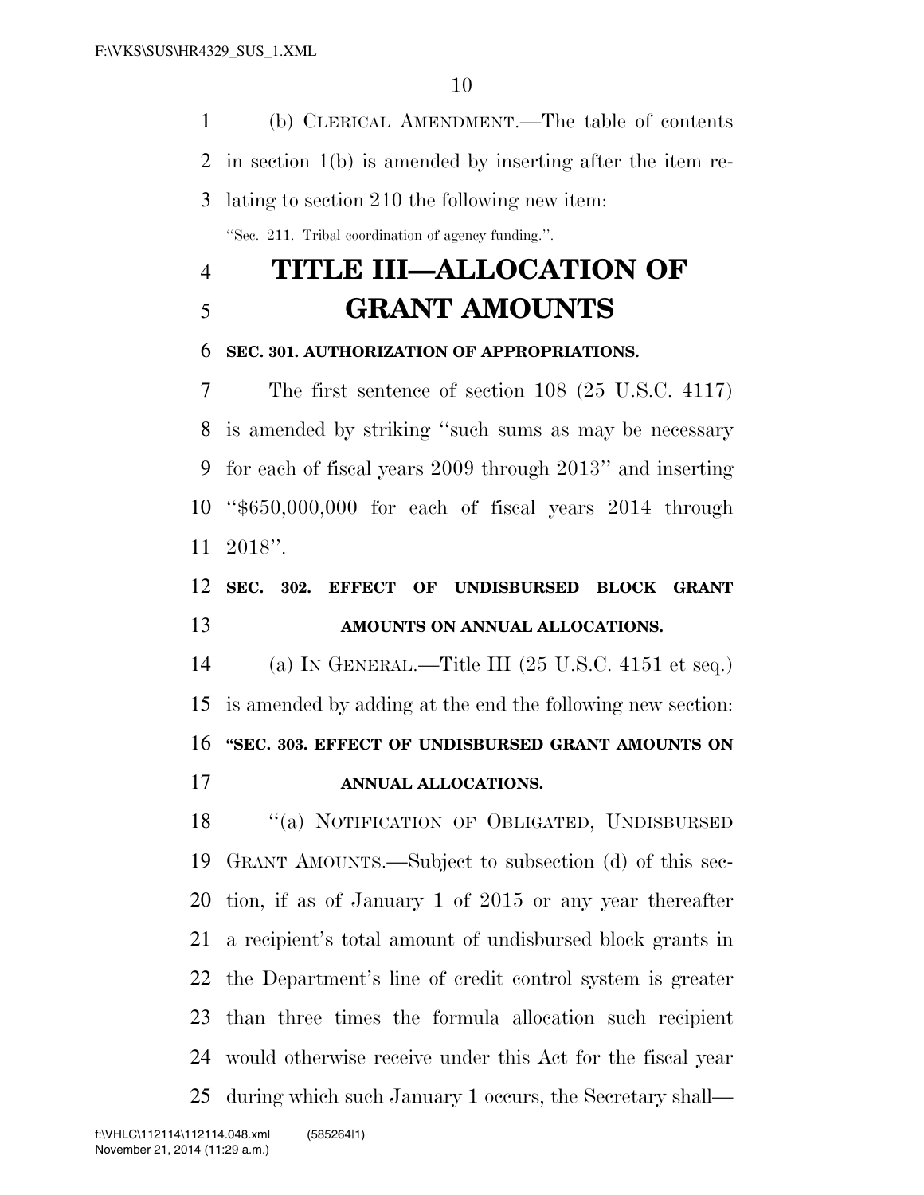(b) CLERICAL AMENDMENT.—The table of contents in section 1(b) is amended by inserting after the item relating to section 210 the following new item:

"Sec. 211. Tribal coordination of agency funding.".

# TITLE III—ALLOCATION OF GRANT AMOUNTS

### SEC. 301. AUTHORIZATION OF APPROPRIATIONS.

The first sentence of section 108 (25 U.S.C. 4117) is amended by striking "such sums as may be necessary for each of fiscal years 2009 through 2013" and inserting "$650,000,000 for each of fiscal years 2014 through 2018".

### SEC. 302. EFFECT OF UNDISBURSED BLOCK GRANT AMOUNTS ON ANNUAL ALLOCATIONS.

(a) IN GENERAL.—Title III (25 U.S.C. 4151 et seq.) is amended by adding at the end the following new section:

### "SEC. 303. EFFECT OF UNDISBURSED GRANT AMOUNTS ON ANNUAL ALLOCATIONS.

"(a) NOTIFICATION OF OBLIGATED, UNDISBURSED GRANT AMOUNTS.—Subject to subsection (d) of this section, if as of January 1 of 2015 or any year thereafter a recipient's total amount of undisbursed block grants in the Department's line of credit control system is greater than three times the formula allocation such recipient would otherwise receive under this Act for the fiscal year during which such January 1 occurs, the Secretary shall—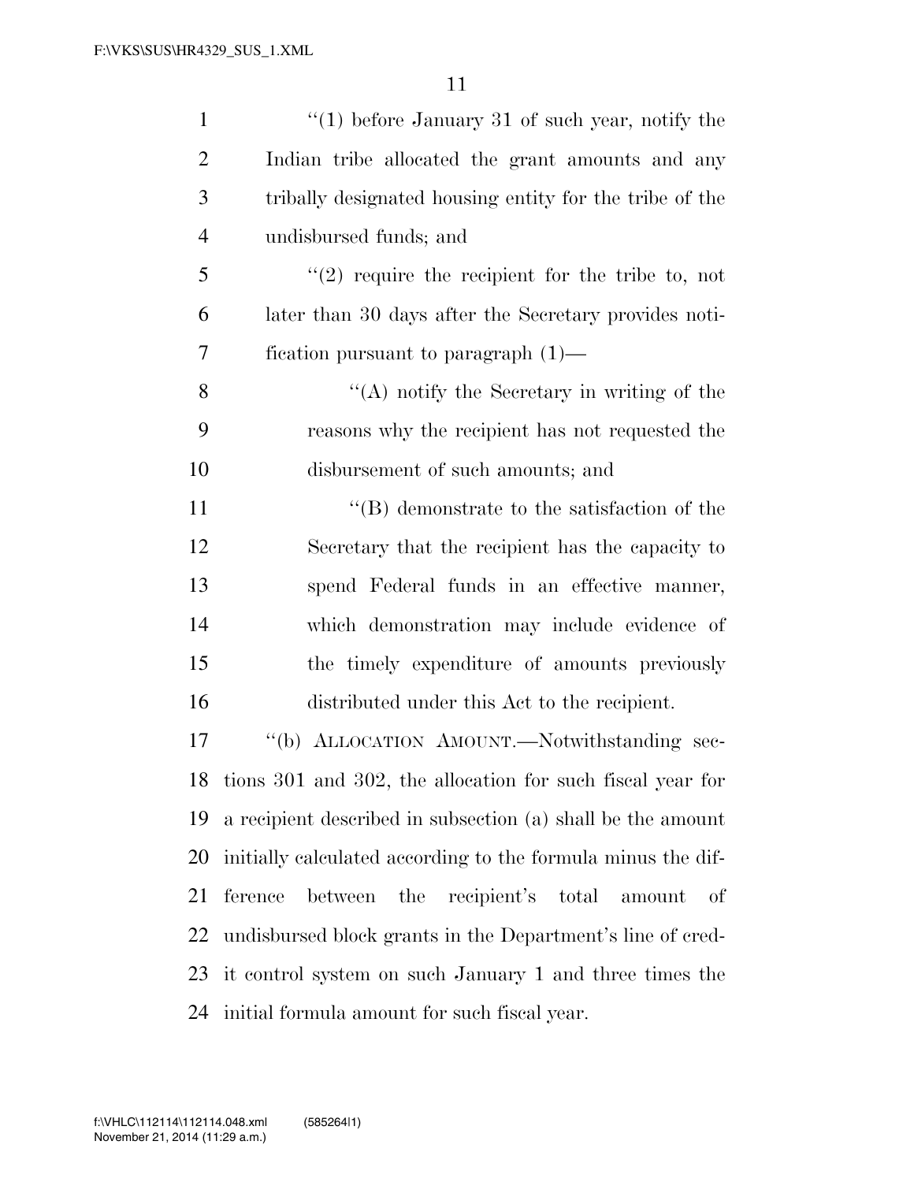''(1) before January 31 of such year, notify the Indian tribe allocated the grant amounts and any tribally designated housing entity for the tribe of the undisbursed funds; and

''(2) require the recipient for the tribe to, not later than 30 days after the Secretary provides notification pursuant to paragraph (1)—

''(A) notify the Secretary in writing of the reasons why the recipient has not requested the disbursement of such amounts; and

''(B) demonstrate to the satisfaction of the Secretary that the recipient has the capacity to spend Federal funds in an effective manner, which demonstration may include evidence of the timely expenditure of amounts previously distributed under this Act to the recipient.

''(b) ALLOCATION AMOUNT.—Notwithstanding sections 301 and 302, the allocation for such fiscal year for a recipient described in subsection (a) shall be the amount initially calculated according to the formula minus the difference between the recipient's total amount of undisbursed block grants in the Department's line of credit control system on such January 1 and three times the initial formula amount for such fiscal year.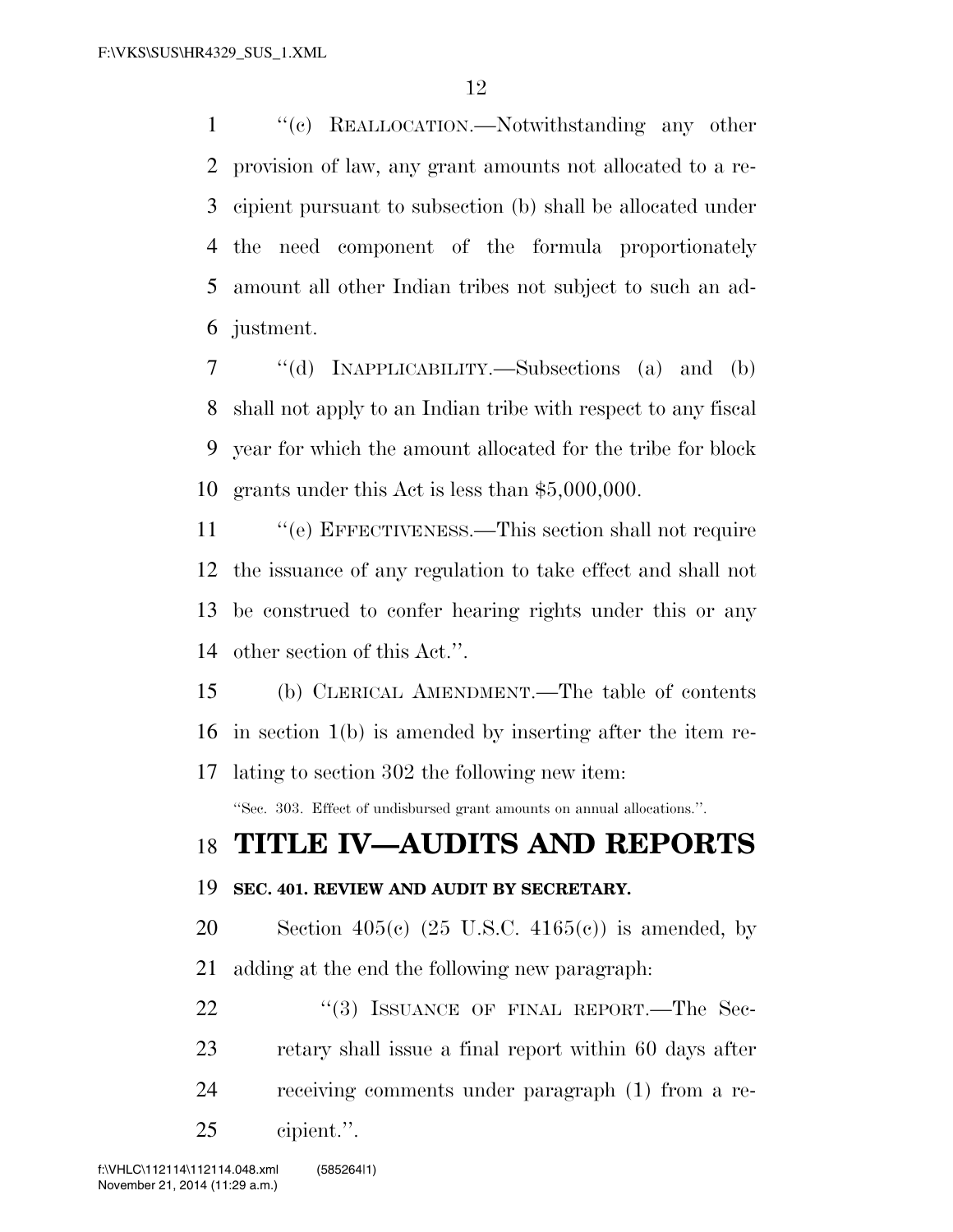"(c) REALLOCATION.—Notwithstanding any other provision of law, any grant amounts not allocated to a recipient pursuant to subsection (b) shall be allocated under the need component of the formula proportionately amount all other Indian tribes not subject to such an adjustment.

"(d) INAPPLICABILITY.—Subsections (a) and (b) shall not apply to an Indian tribe with respect to any fiscal year for which the amount allocated for the tribe for block grants under this Act is less than $5,000,000.

"(e) EFFECTIVENESS.—This section shall not require the issuance of any regulation to take effect and shall not be construed to confer hearing rights under this or any other section of this Act.".

(b) CLERICAL AMENDMENT.—The table of contents in section 1(b) is amended by inserting after the item relating to section 302 the following new item:

"Sec. 303. Effect of undisbursed grant amounts on annual allocations.".

# TITLE IV—AUDITS AND REPORTS

### SEC. 401. REVIEW AND AUDIT BY SECRETARY.

Section 405(c) (25 U.S.C. 4165(c)) is amended, by adding at the end the following new paragraph:

"(3) ISSUANCE OF FINAL REPORT.—The Secretary shall issue a final report within 60 days after receiving comments under paragraph (1) from a recipient.".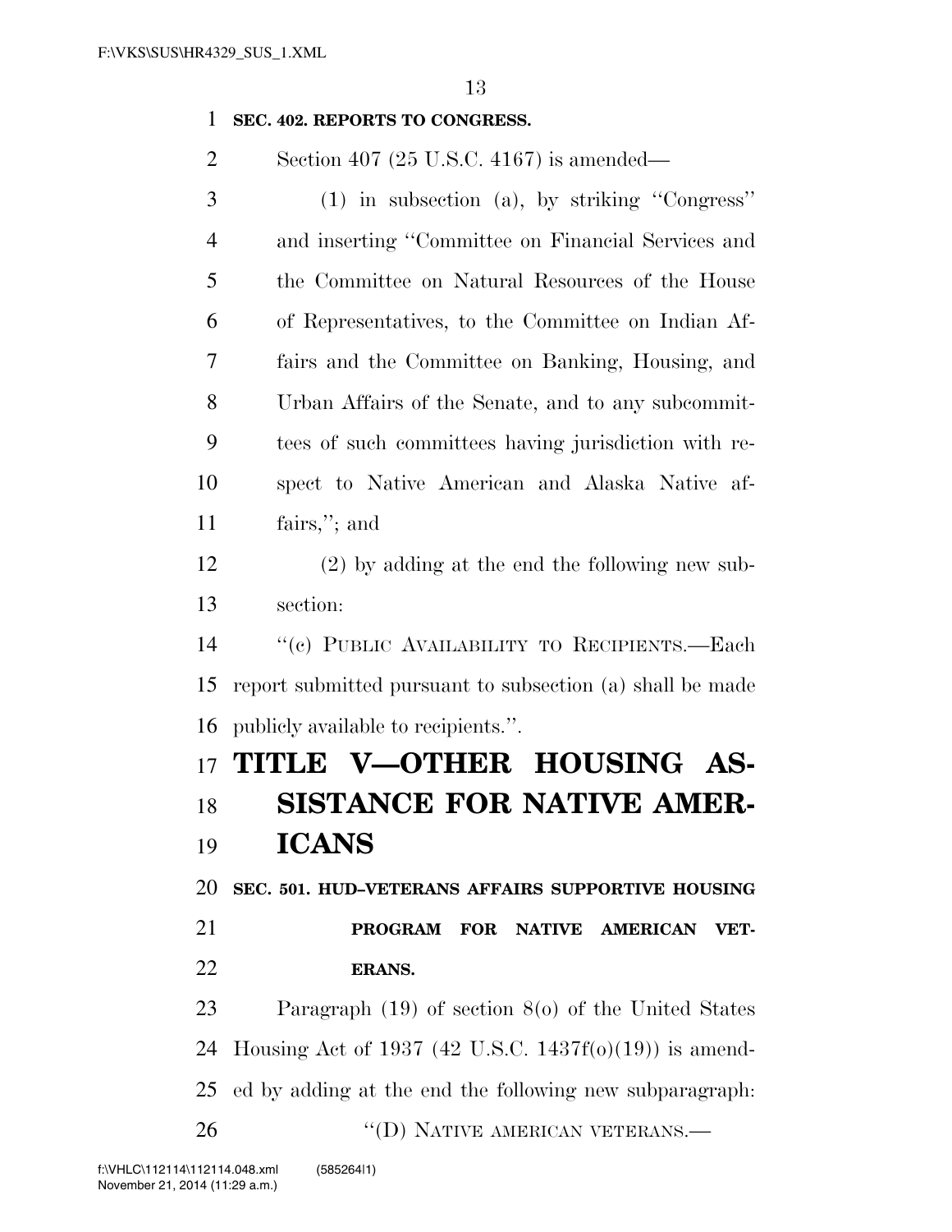**SEC. 402. REPORTS TO CONGRESS.**

Section 407 (25 U.S.C. 4167) is amended—

(1) in subsection (a), by striking "Congress" and inserting "Committee on Financial Services and the Committee on Natural Resources of the House of Representatives, to the Committee on Indian Affairs and the Committee on Banking, Housing, and Urban Affairs of the Senate, and to any subcommittees of such committees having jurisdiction with respect to Native American and Alaska Native affairs,"; and

(2) by adding at the end the following new subsection:

"(c) PUBLIC AVAILABILITY TO RECIPIENTS.—Each report submitted pursuant to subsection (a) shall be made publicly available to recipients.".

# TITLE V—OTHER HOUSING ASSISTANCE FOR NATIVE AMERICANS

**SEC. 501. HUD–VETERANS AFFAIRS SUPPORTIVE HOUSING PROGRAM FOR NATIVE AMERICAN VETERANS.**

Paragraph (19) of section 8(o) of the United States Housing Act of 1937 (42 U.S.C. 1437f(o)(19)) is amended by adding at the end the following new subparagraph:

"(D) NATIVE AMERICAN VETERANS.—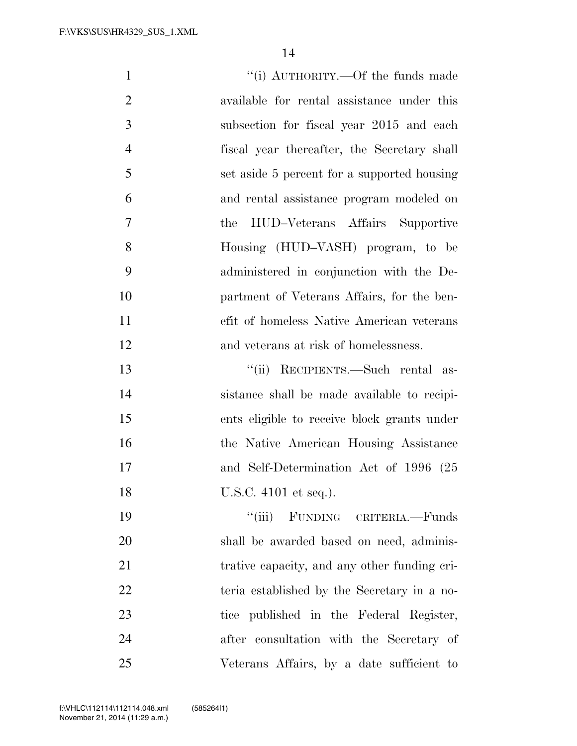"(i) AUTHORITY.—Of the funds made available for rental assistance under this subsection for fiscal year 2015 and each fiscal year thereafter, the Secretary shall set aside 5 percent for a supported housing and rental assistance program modeled on the HUD–Veterans Affairs Supportive Housing (HUD–VASH) program, to be administered in conjunction with the Department of Veterans Affairs, for the benefit of homeless Native American veterans and veterans at risk of homelessness.

"(ii) RECIPIENTS.—Such rental assistance shall be made available to recipients eligible to receive block grants under the Native American Housing Assistance and Self-Determination Act of 1996 (25 U.S.C. 4101 et seq.).

"(iii) FUNDING CRITERIA.—Funds shall be awarded based on need, administrative capacity, and any other funding criteria established by the Secretary in a notice published in the Federal Register, after consultation with the Secretary of Veterans Affairs, by a date sufficient to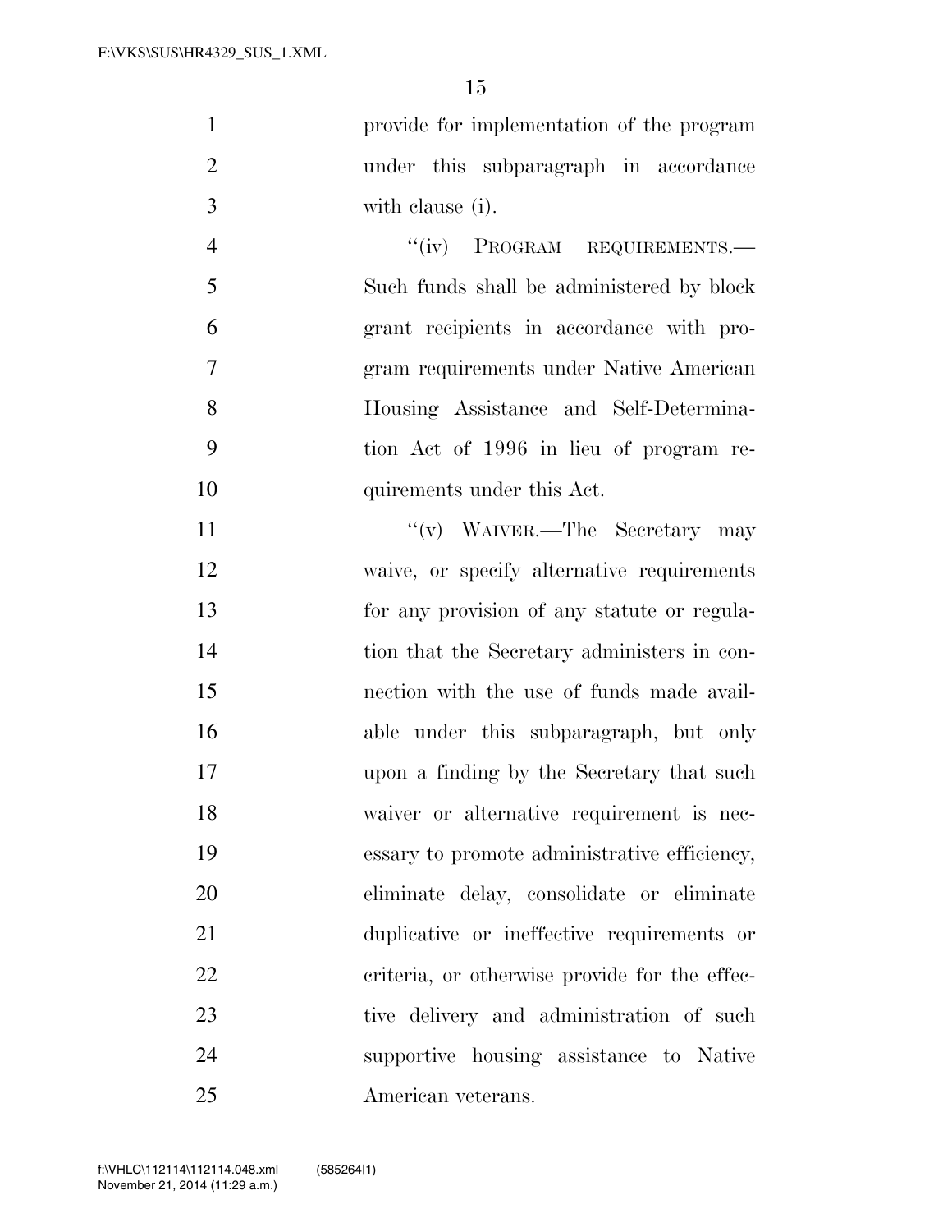provide for implementation of the program under this subparagraph in accordance with clause (i).

''(iv) PROGRAM REQUIREMENTS.—Such funds shall be administered by block grant recipients in accordance with program requirements under Native American Housing Assistance and Self-Determination Act of 1996 in lieu of program requirements under this Act.

''(v) WAIVER.—The Secretary may waive, or specify alternative requirements for any provision of any statute or regulation that the Secretary administers in connection with the use of funds made available under this subparagraph, but only upon a finding by the Secretary that such waiver or alternative requirement is necessary to promote administrative efficiency, eliminate delay, consolidate or eliminate duplicative or ineffective requirements or criteria, or otherwise provide for the effective delivery and administration of such supportive housing assistance to Native American veterans.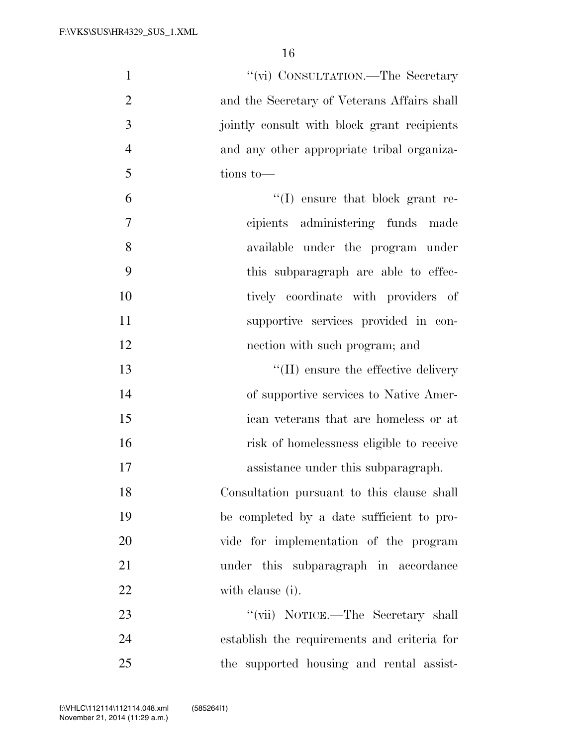"(vi) CONSULTATION.—The Secretary and the Secretary of Veterans Affairs shall jointly consult with block grant recipients and any other appropriate tribal organizations to—

"(I) ensure that block grant recipients administering funds made available under the program under this subparagraph are able to effectively coordinate with providers of supportive services provided in connection with such program; and

"(II) ensure the effective delivery of supportive services to Native American veterans that are homeless or at risk of homelessness eligible to receive assistance under this subparagraph.

Consultation pursuant to this clause shall be completed by a date sufficient to provide for implementation of the program under this subparagraph in accordance with clause (i).

"(vii) NOTICE.—The Secretary shall establish the requirements and criteria for the supported housing and rental assist-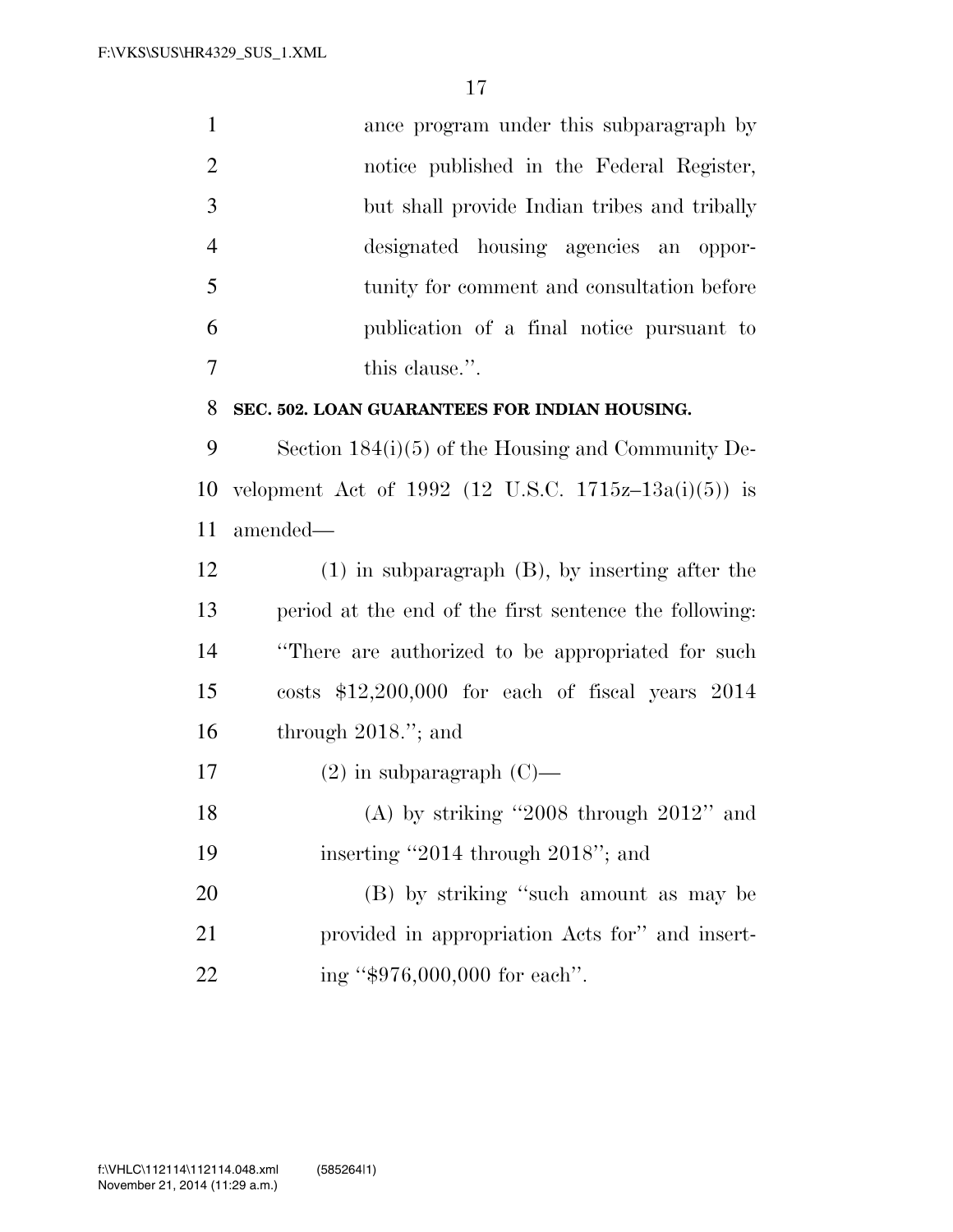ance program under this subparagraph by notice published in the Federal Register, but shall provide Indian tribes and tribally designated housing agencies an opportunity for comment and consultation before publication of a final notice pursuant to this clause.''.

**SEC. 502. LOAN GUARANTEES FOR INDIAN HOUSING.**

Section 184(i)(5) of the Housing and Community Development Act of 1992 (12 U.S.C. 1715z–13a(i)(5)) is amended—

(1) in subparagraph (B), by inserting after the period at the end of the first sentence the following: ''There are authorized to be appropriated for such costs $12,200,000 for each of fiscal years 2014 through 2018.''; and

(2) in subparagraph (C)—

(A) by striking ''2008 through 2012'' and inserting ''2014 through 2018''; and

(B) by striking ''such amount as may be provided in appropriation Acts for'' and inserting ''$976,000,000 for each''.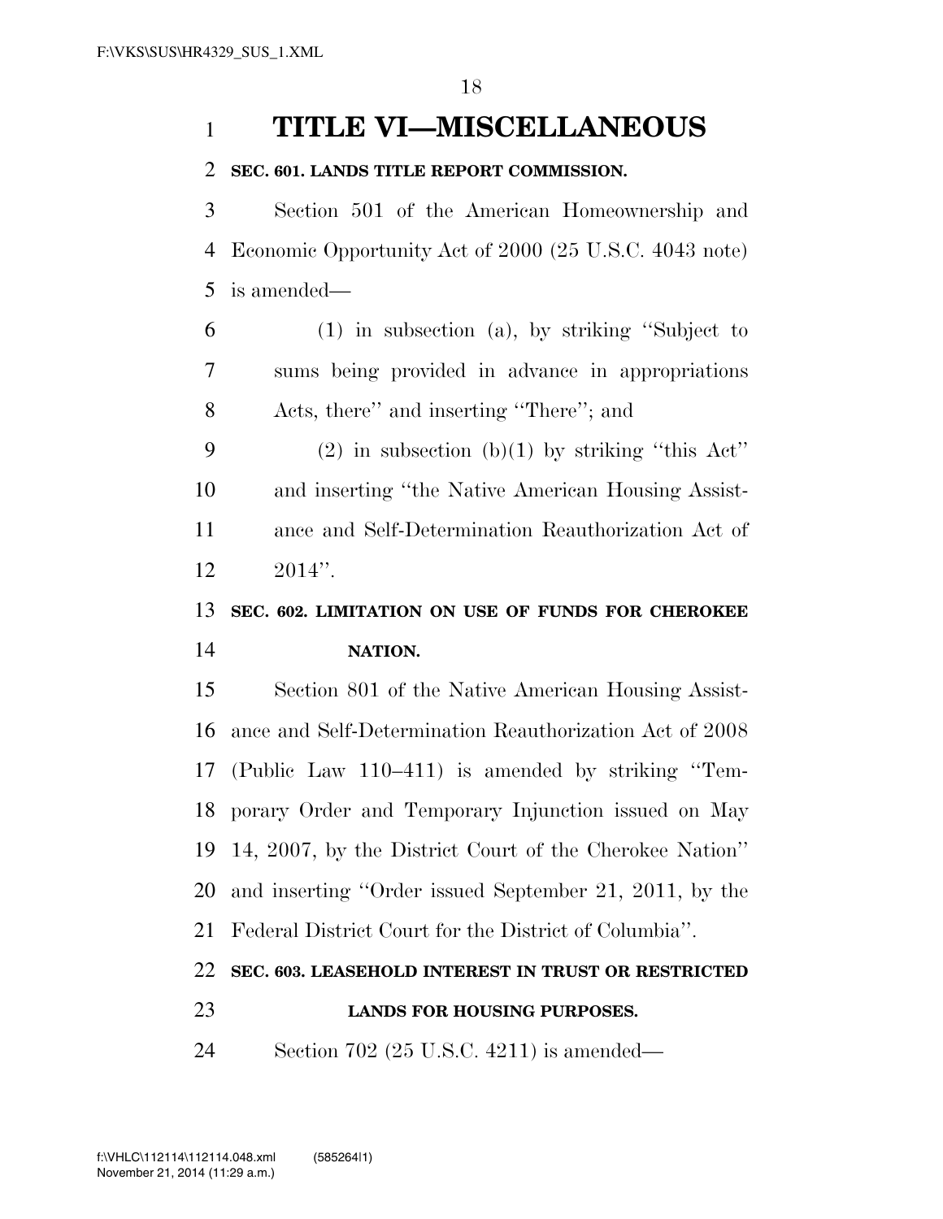# TITLE VI—MISCELLANEOUS

**SEC. 601. LANDS TITLE REPORT COMMISSION.**

Section 501 of the American Homeownership and Economic Opportunity Act of 2000 (25 U.S.C. 4043 note) is amended—

(1) in subsection (a), by striking ''Subject to sums being provided in advance in appropriations Acts, there'' and inserting ''There''; and

(2) in subsection (b)(1) by striking ''this Act'' and inserting ''the Native American Housing Assistance and Self-Determination Reauthorization Act of 2014''.

**SEC. 602. LIMITATION ON USE OF FUNDS FOR CHEROKEE NATION.**

Section 801 of the Native American Housing Assistance and Self-Determination Reauthorization Act of 2008 (Public Law 110–411) is amended by striking ''Temporary Order and Temporary Injunction issued on May 14, 2007, by the District Court of the Cherokee Nation'' and inserting ''Order issued September 21, 2011, by the Federal District Court for the District of Columbia''.

**SEC. 603. LEASEHOLD INTEREST IN TRUST OR RESTRICTED LANDS FOR HOUSING PURPOSES.**

Section 702 (25 U.S.C. 4211) is amended—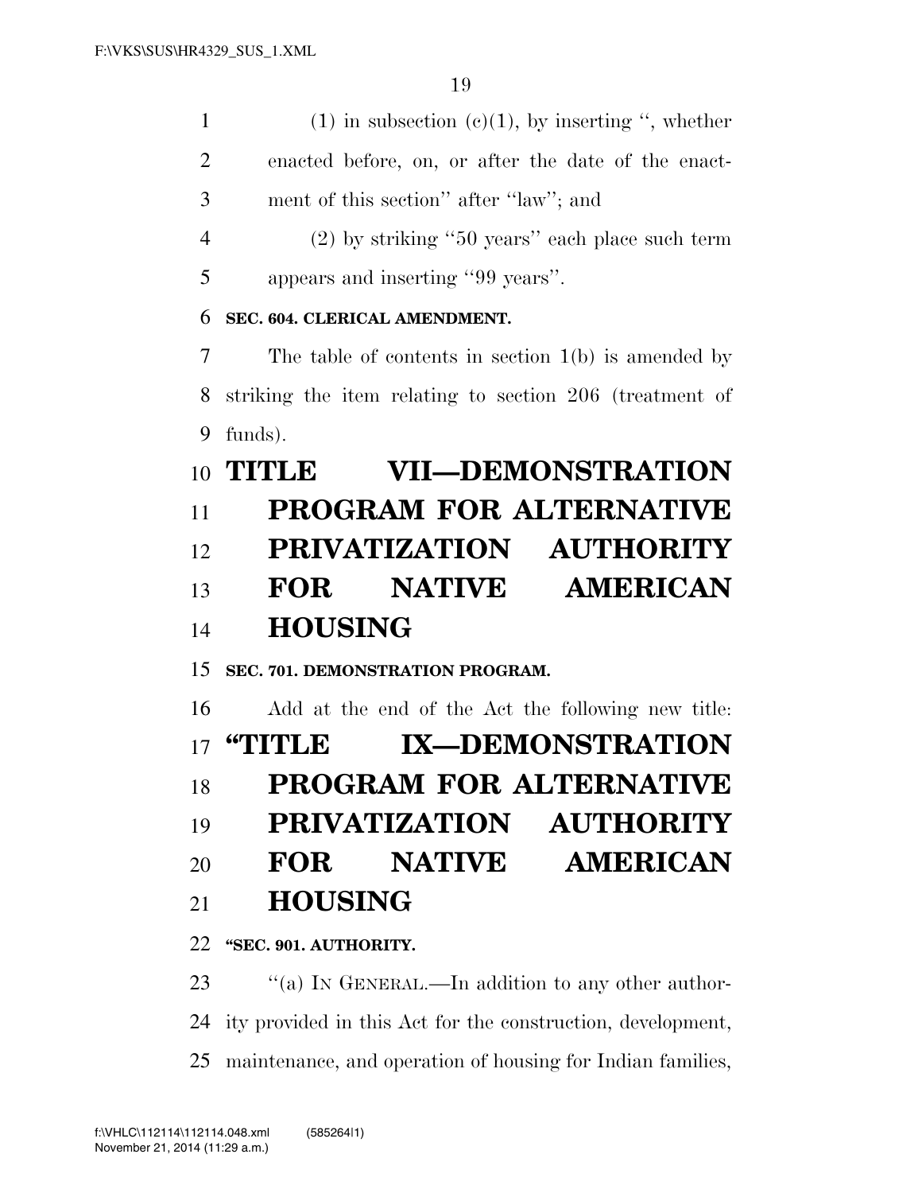(1) in subsection (c)(1), by inserting ", whether enacted before, on, or after the date of the enactment of this section" after "law"; and

(2) by striking "50 years" each place such term appears and inserting "99 years".

**SEC. 604. CLERICAL AMENDMENT.**

The table of contents in section 1(b) is amended by striking the item relating to section 206 (treatment of funds).

# TITLE VII—DEMONSTRATION PROGRAM FOR ALTERNATIVE PRIVATIZATION AUTHORITY FOR NATIVE AMERICAN HOUSING

**SEC. 701. DEMONSTRATION PROGRAM.**

Add at the end of the Act the following new title:

# "TITLE IX—DEMONSTRATION PROGRAM FOR ALTERNATIVE PRIVATIZATION AUTHORITY FOR NATIVE AMERICAN HOUSING

**"SEC. 901. AUTHORITY.**

"(a) IN GENERAL.—In addition to any other authority provided in this Act for the construction, development, maintenance, and operation of housing for Indian families,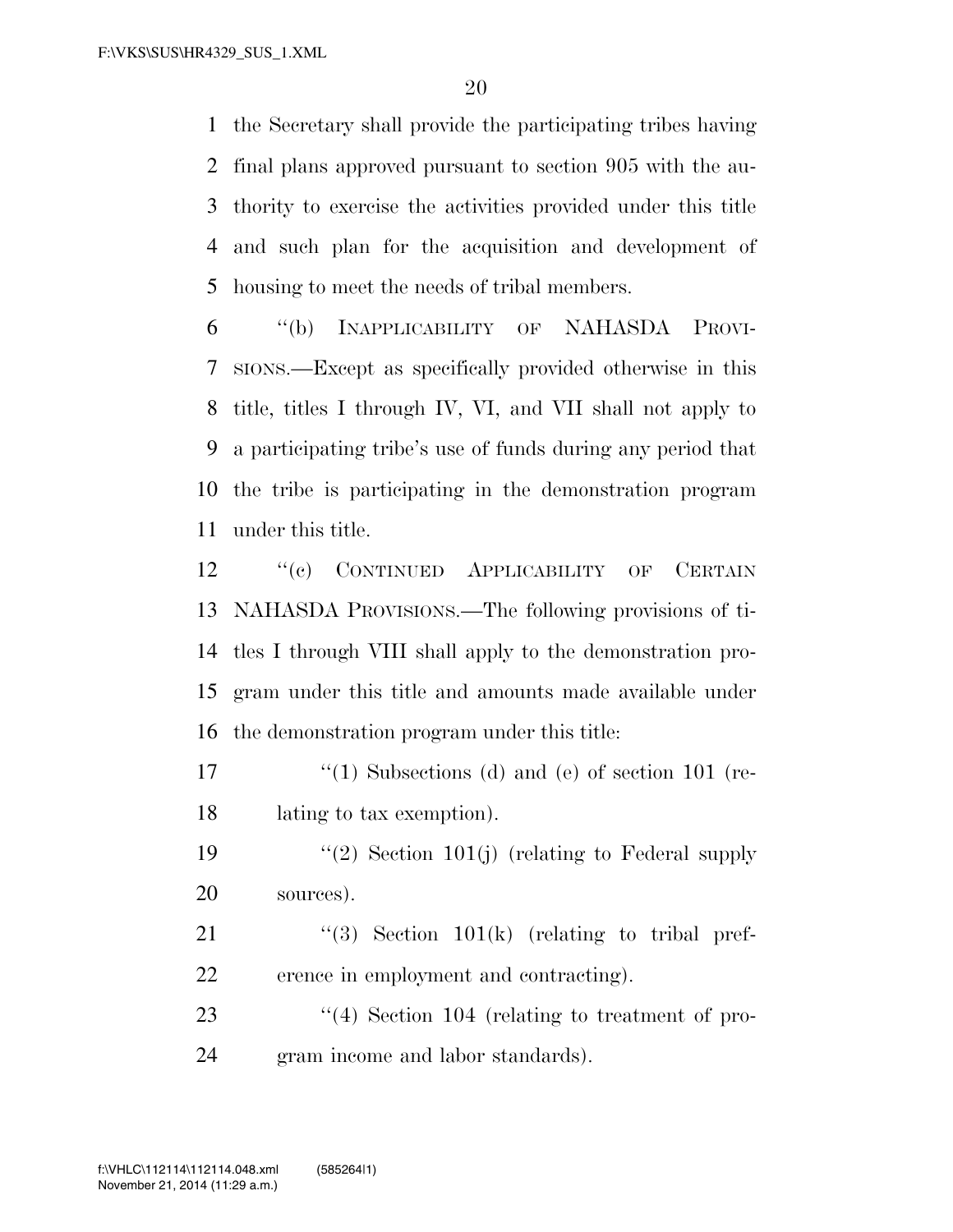the Secretary shall provide the participating tribes having final plans approved pursuant to section 905 with the authority to exercise the activities provided under this title and such plan for the acquisition and development of housing to meet the needs of tribal members.

"(b) INAPPLICABILITY OF NAHASDA PROVISIONS.—Except as specifically provided otherwise in this title, titles I through IV, VI, and VII shall not apply to a participating tribe's use of funds during any period that the tribe is participating in the demonstration program under this title.

"(c) CONTINUED APPLICABILITY OF CERTAIN NAHASDA PROVISIONS.—The following provisions of titles I through VIII shall apply to the demonstration program under this title and amounts made available under the demonstration program under this title:

"(1) Subsections (d) and (e) of section 101 (relating to tax exemption).

"(2) Section 101(j) (relating to Federal supply sources).

"(3) Section 101(k) (relating to tribal preference in employment and contracting).

"(4) Section 104 (relating to treatment of program income and labor standards).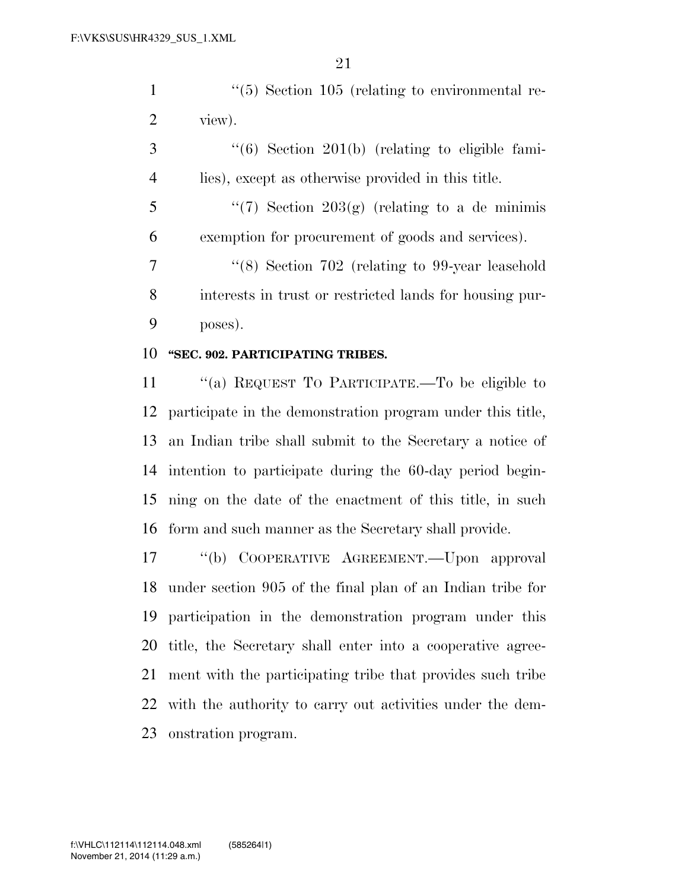''(5) Section 105 (relating to environmental review).

''(6) Section 201(b) (relating to eligible families), except as otherwise provided in this title.

''(7) Section 203(g) (relating to a de minimis exemption for procurement of goods and services).

''(8) Section 702 (relating to 99-year leasehold interests in trust or restricted lands for housing purposes).

**''SEC. 902. PARTICIPATING TRIBES.**

''(a) REQUEST TO PARTICIPATE.—To be eligible to participate in the demonstration program under this title, an Indian tribe shall submit to the Secretary a notice of intention to participate during the 60-day period beginning on the date of the enactment of this title, in such form and such manner as the Secretary shall provide.

''(b) COOPERATIVE AGREEMENT.—Upon approval under section 905 of the final plan of an Indian tribe for participation in the demonstration program under this title, the Secretary shall enter into a cooperative agreement with the participating tribe that provides such tribe with the authority to carry out activities under the demonstration program.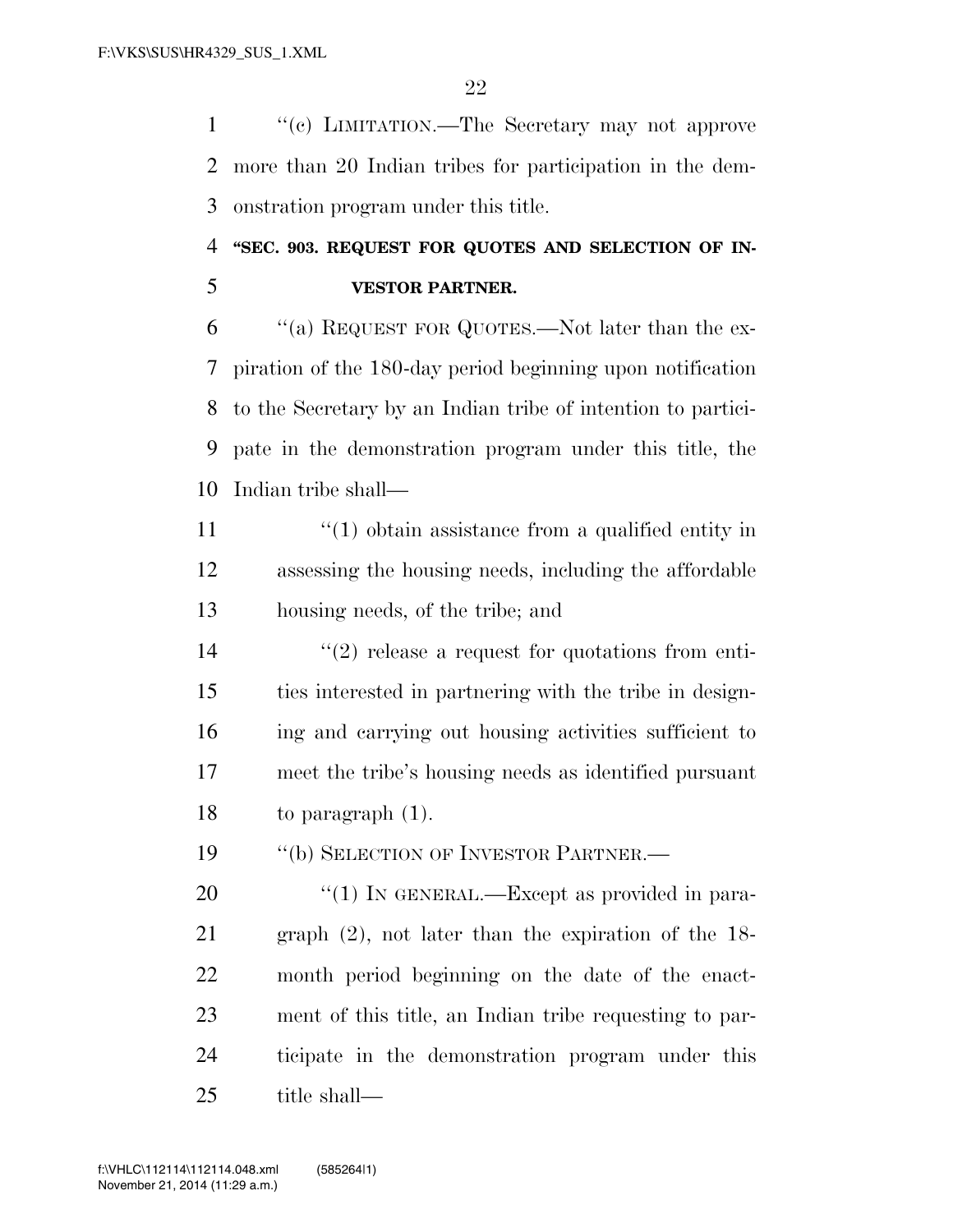"(c) LIMITATION.—The Secretary may not approve more than 20 Indian tribes for participation in the demonstration program under this title.

**"SEC. 903. REQUEST FOR QUOTES AND SELECTION OF INVESTOR PARTNER.**

"(a) REQUEST FOR QUOTES.—Not later than the expiration of the 180-day period beginning upon notification to the Secretary by an Indian tribe of intention to participate in the demonstration program under this title, the Indian tribe shall—

"(1) obtain assistance from a qualified entity in assessing the housing needs, including the affordable housing needs, of the tribe; and

"(2) release a request for quotations from entities interested in partnering with the tribe in designing and carrying out housing activities sufficient to meet the tribe's housing needs as identified pursuant to paragraph (1).

"(b) SELECTION OF INVESTOR PARTNER.—

"(1) IN GENERAL.—Except as provided in paragraph (2), not later than the expiration of the 18-month period beginning on the date of the enactment of this title, an Indian tribe requesting to participate in the demonstration program under this title shall—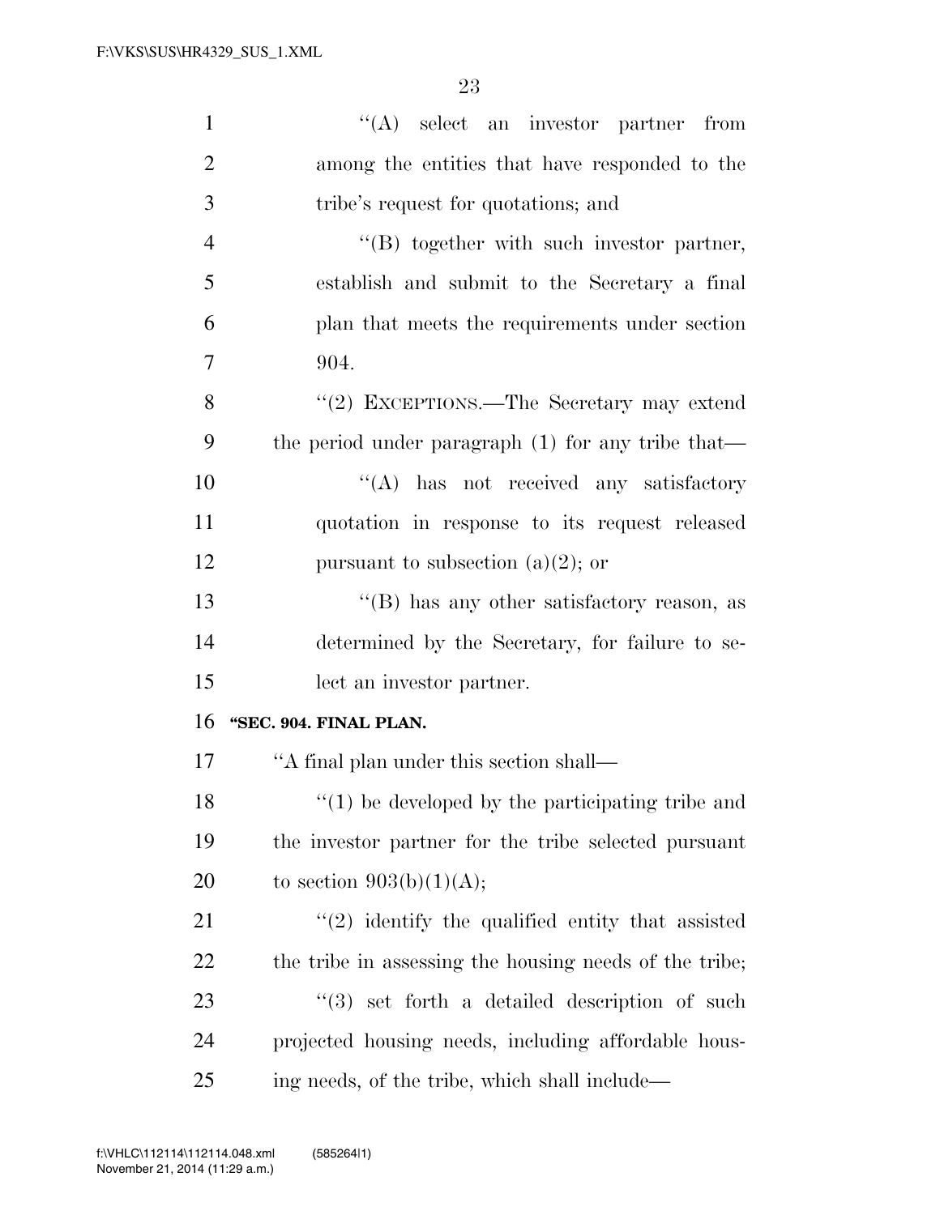''(A) select an investor partner from among the entities that have responded to the tribe's request for quotations; and

''(B) together with such investor partner, establish and submit to the Secretary a final plan that meets the requirements under section 904.

''(2) EXCEPTIONS.—The Secretary may extend the period under paragraph (1) for any tribe that—

''(A) has not received any satisfactory quotation in response to its request released pursuant to subsection (a)(2); or

''(B) has any other satisfactory reason, as determined by the Secretary, for failure to select an investor partner.

**''SEC. 904. FINAL PLAN.**

''A final plan under this section shall—

''(1) be developed by the participating tribe and the investor partner for the tribe selected pursuant to section 903(b)(1)(A);

''(2) identify the qualified entity that assisted the tribe in assessing the housing needs of the tribe;

''(3) set forth a detailed description of such projected housing needs, including affordable housing needs, of the tribe, which shall include—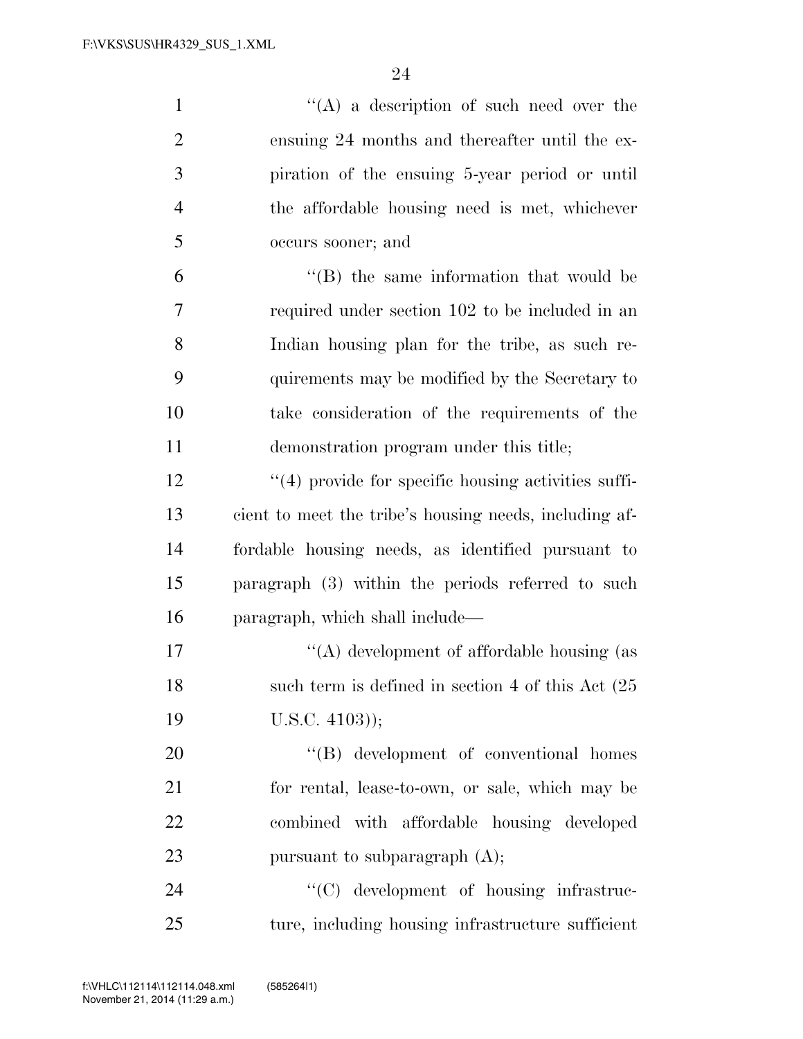"(A) a description of such need over the ensuing 24 months and thereafter until the expiration of the ensuing 5-year period or until the affordable housing need is met, whichever occurs sooner; and

"(B) the same information that would be required under section 102 to be included in an Indian housing plan for the tribe, as such requirements may be modified by the Secretary to take consideration of the requirements of the demonstration program under this title;

"(4) provide for specific housing activities sufficient to meet the tribe's housing needs, including affordable housing needs, as identified pursuant to paragraph (3) within the periods referred to such paragraph, which shall include—

"(A) development of affordable housing (as such term is defined in section 4 of this Act (25 U.S.C. 4103));

"(B) development of conventional homes for rental, lease-to-own, or sale, which may be combined with affordable housing developed pursuant to subparagraph (A);

"(C) development of housing infrastructure, including housing infrastructure sufficient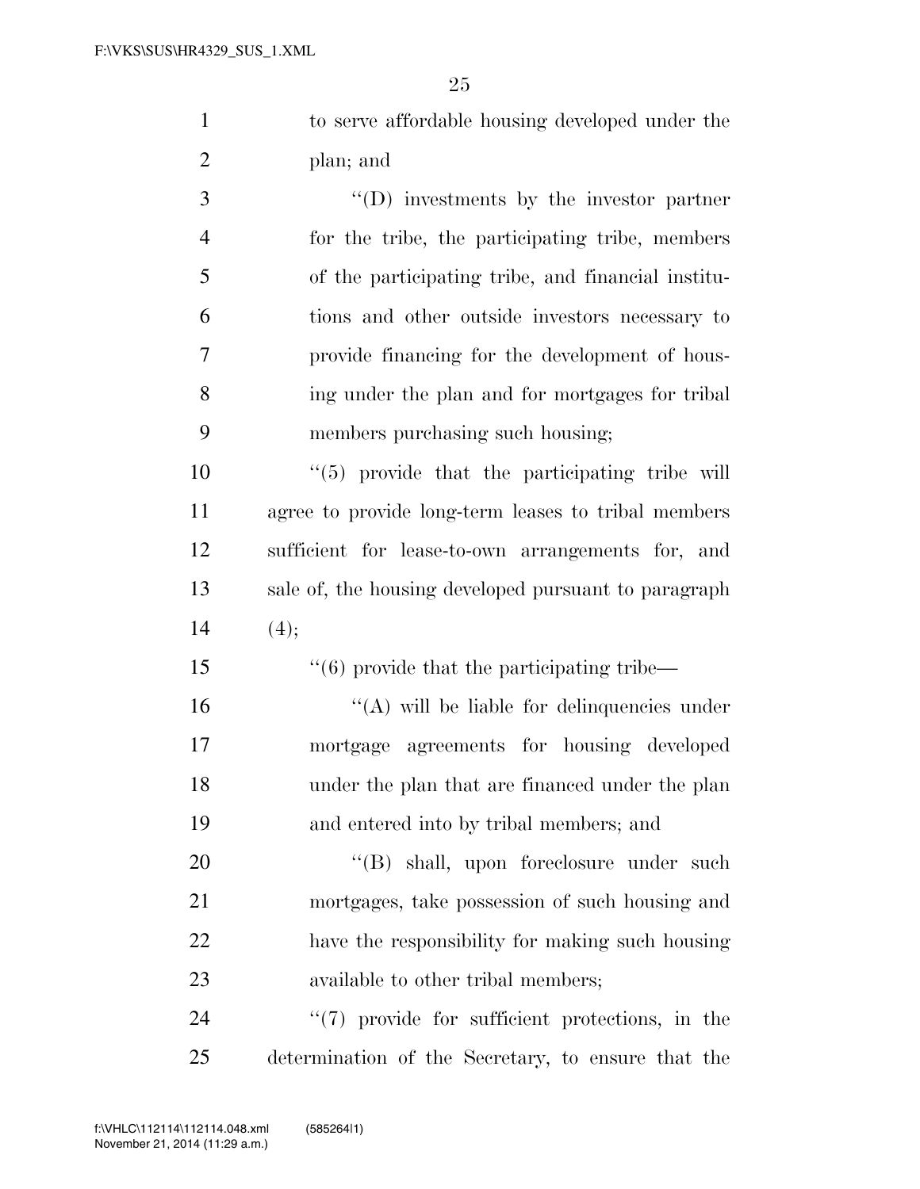to serve affordable housing developed under the plan; and

''(D) investments by the investor partner for the tribe, the participating tribe, members of the participating tribe, and financial institutions and other outside investors necessary to provide financing for the development of housing under the plan and for mortgages for tribal members purchasing such housing;

''(5) provide that the participating tribe will agree to provide long-term leases to tribal members sufficient for lease-to-own arrangements for, and sale of, the housing developed pursuant to paragraph (4);

''(6) provide that the participating tribe—

''(A) will be liable for delinquencies under mortgage agreements for housing developed under the plan that are financed under the plan and entered into by tribal members; and

''(B) shall, upon foreclosure under such mortgages, take possession of such housing and have the responsibility for making such housing available to other tribal members;

''(7) provide for sufficient protections, in the determination of the Secretary, to ensure that the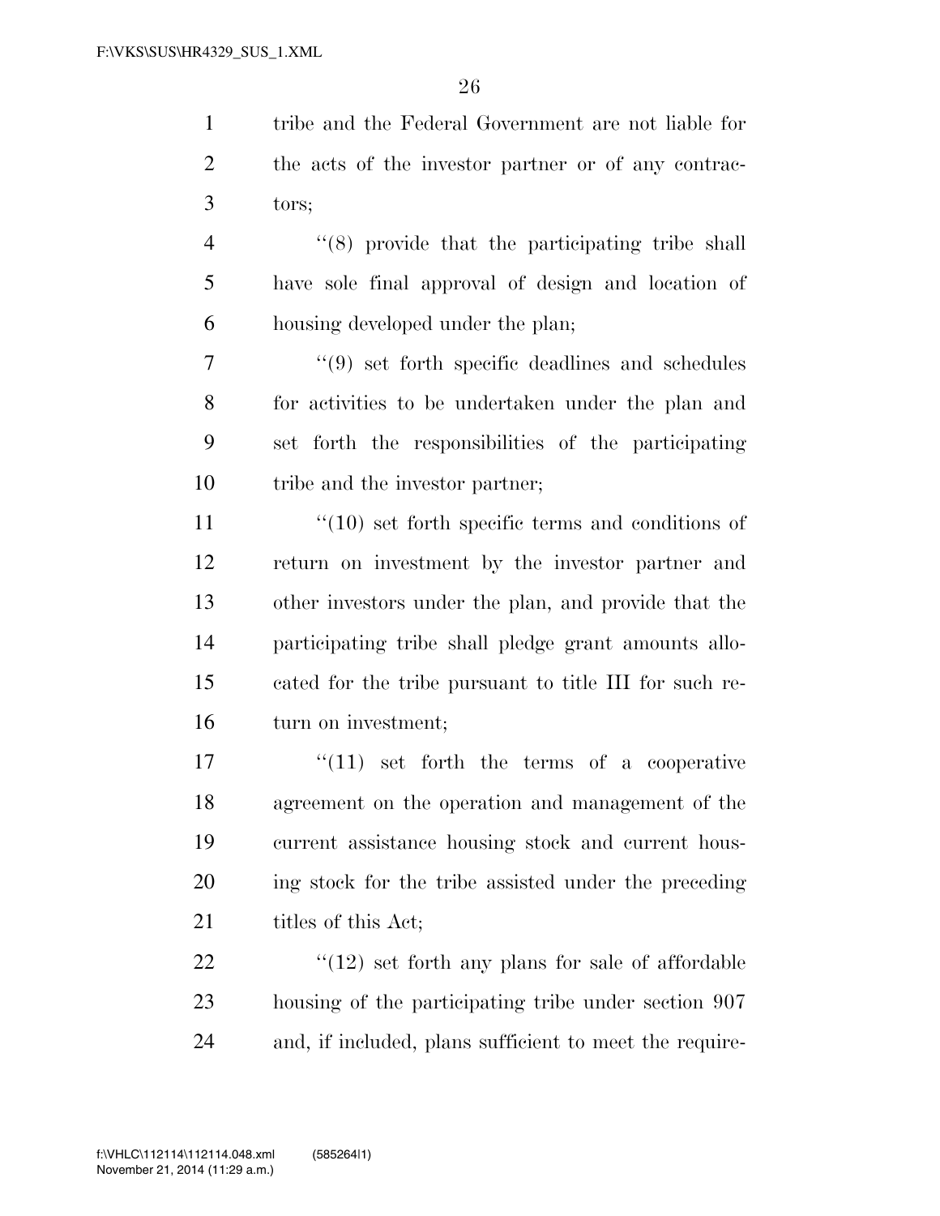tribe and the Federal Government are not liable for the acts of the investor partner or of any contractors;

"(8) provide that the participating tribe shall have sole final approval of design and location of housing developed under the plan;

"(9) set forth specific deadlines and schedules for activities to be undertaken under the plan and set forth the responsibilities of the participating tribe and the investor partner;

"(10) set forth specific terms and conditions of return on investment by the investor partner and other investors under the plan, and provide that the participating tribe shall pledge grant amounts allocated for the tribe pursuant to title III for such return on investment;

"(11) set forth the terms of a cooperative agreement on the operation and management of the current assistance housing stock and current housing stock for the tribe assisted under the preceding titles of this Act;

"(12) set forth any plans for sale of affordable housing of the participating tribe under section 907 and, if included, plans sufficient to meet the require-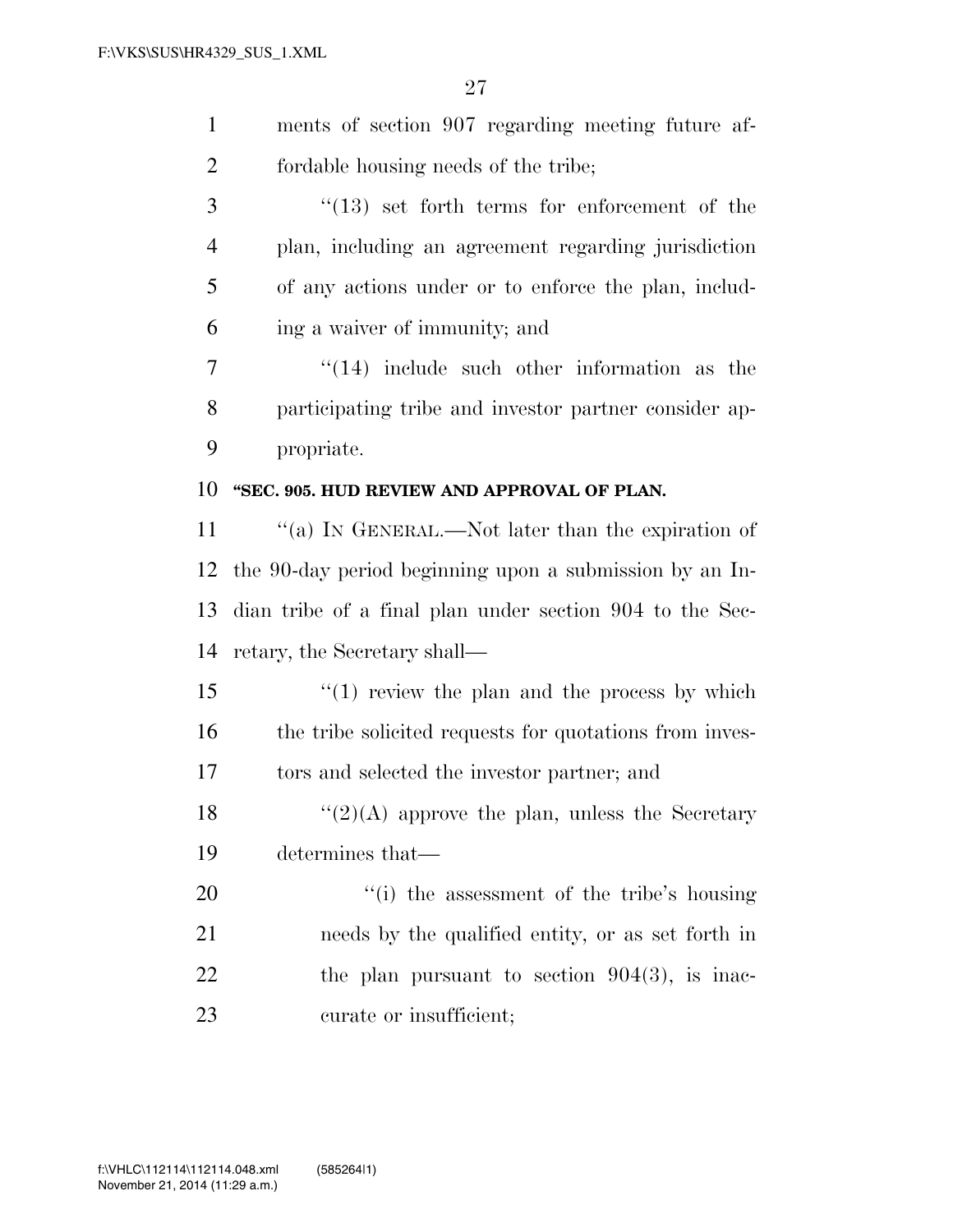ments of section 907 regarding meeting future affordable housing needs of the tribe;

"(13) set forth terms for enforcement of the plan, including an agreement regarding jurisdiction of any actions under or to enforce the plan, including a waiver of immunity; and

"(14) include such other information as the participating tribe and investor partner consider appropriate.

**"SEC. 905. HUD REVIEW AND APPROVAL OF PLAN.**

"(a) IN GENERAL.—Not later than the expiration of the 90-day period beginning upon a submission by an Indian tribe of a final plan under section 904 to the Secretary, the Secretary shall—

"(1) review the plan and the process by which the tribe solicited requests for quotations from investors and selected the investor partner; and

"(2)(A) approve the plan, unless the Secretary determines that—

"(i) the assessment of the tribe's housing needs by the qualified entity, or as set forth in the plan pursuant to section 904(3), is inaccurate or insufficient;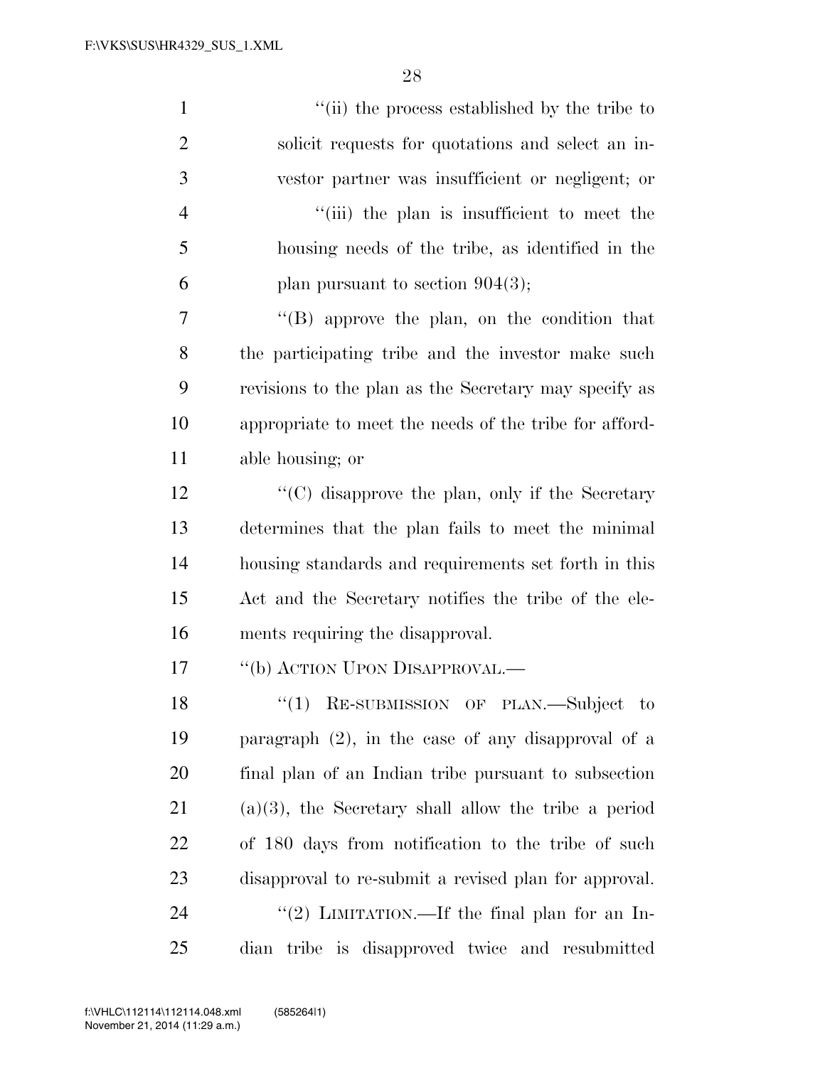"(ii) the process established by the tribe to solicit requests for quotations and select an investor partner was insufficient or negligent; or

"(iii) the plan is insufficient to meet the housing needs of the tribe, as identified in the plan pursuant to section 904(3);

"(B) approve the plan, on the condition that the participating tribe and the investor make such revisions to the plan as the Secretary may specify as appropriate to meet the needs of the tribe for affordable housing; or

"(C) disapprove the plan, only if the Secretary determines that the plan fails to meet the minimal housing standards and requirements set forth in this Act and the Secretary notifies the tribe of the elements requiring the disapproval.

"(b) ACTION UPON DISAPPROVAL.—

"(1) RE-SUBMISSION OF PLAN.—Subject to paragraph (2), in the case of any disapproval of a final plan of an Indian tribe pursuant to subsection (a)(3), the Secretary shall allow the tribe a period of 180 days from notification to the tribe of such disapproval to re-submit a revised plan for approval.

"(2) LIMITATION.—If the final plan for an Indian tribe is disapproved twice and resubmitted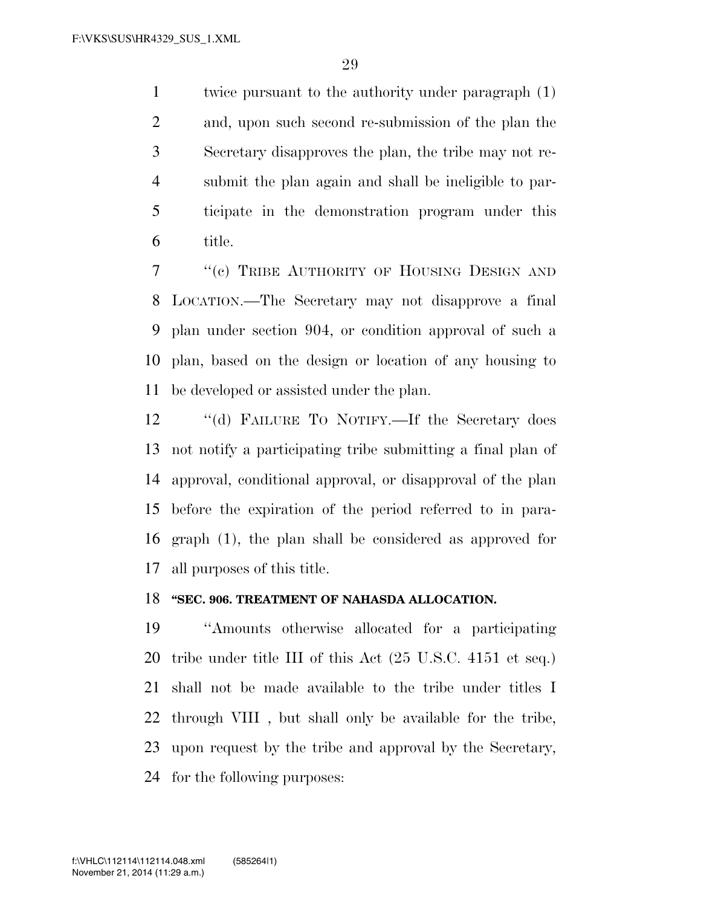twice pursuant to the authority under paragraph (1) and, upon such second re-submission of the plan the Secretary disapproves the plan, the tribe may not re-submit the plan again and shall be ineligible to participate in the demonstration program under this title.

''(c) TRIBE AUTHORITY OF HOUSING DESIGN AND LOCATION.—The Secretary may not disapprove a final plan under section 904, or condition approval of such a plan, based on the design or location of any housing to be developed or assisted under the plan.

''(d) FAILURE TO NOTIFY.—If the Secretary does not notify a participating tribe submitting a final plan of approval, conditional approval, or disapproval of the plan before the expiration of the period referred to in paragraph (1), the plan shall be considered as approved for all purposes of this title.

**''SEC. 906. TREATMENT OF NAHASDA ALLOCATION.**

''Amounts otherwise allocated for a participating tribe under title III of this Act (25 U.S.C. 4151 et seq.) shall not be made available to the tribe under titles I through VIII , but shall only be available for the tribe, upon request by the tribe and approval by the Secretary, for the following purposes: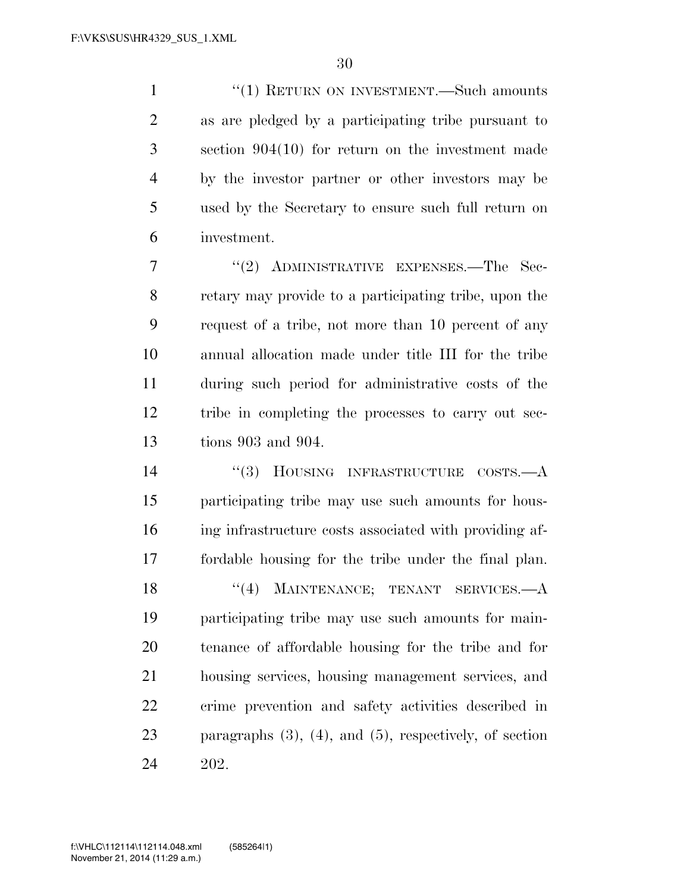"(1) RETURN ON INVESTMENT.—Such amounts as are pledged by a participating tribe pursuant to section 904(10) for return on the investment made by the investor partner or other investors may be used by the Secretary to ensure such full return on investment.

"(2) ADMINISTRATIVE EXPENSES.—The Secretary may provide to a participating tribe, upon the request of a tribe, not more than 10 percent of any annual allocation made under title III for the tribe during such period for administrative costs of the tribe in completing the processes to carry out sections 903 and 904.

"(3) HOUSING INFRASTRUCTURE COSTS.—A participating tribe may use such amounts for housing infrastructure costs associated with providing affordable housing for the tribe under the final plan.

"(4) MAINTENANCE; TENANT SERVICES.—A participating tribe may use such amounts for maintenance of affordable housing for the tribe and for housing services, housing management services, and crime prevention and safety activities described in paragraphs (3), (4), and (5), respectively, of section 202.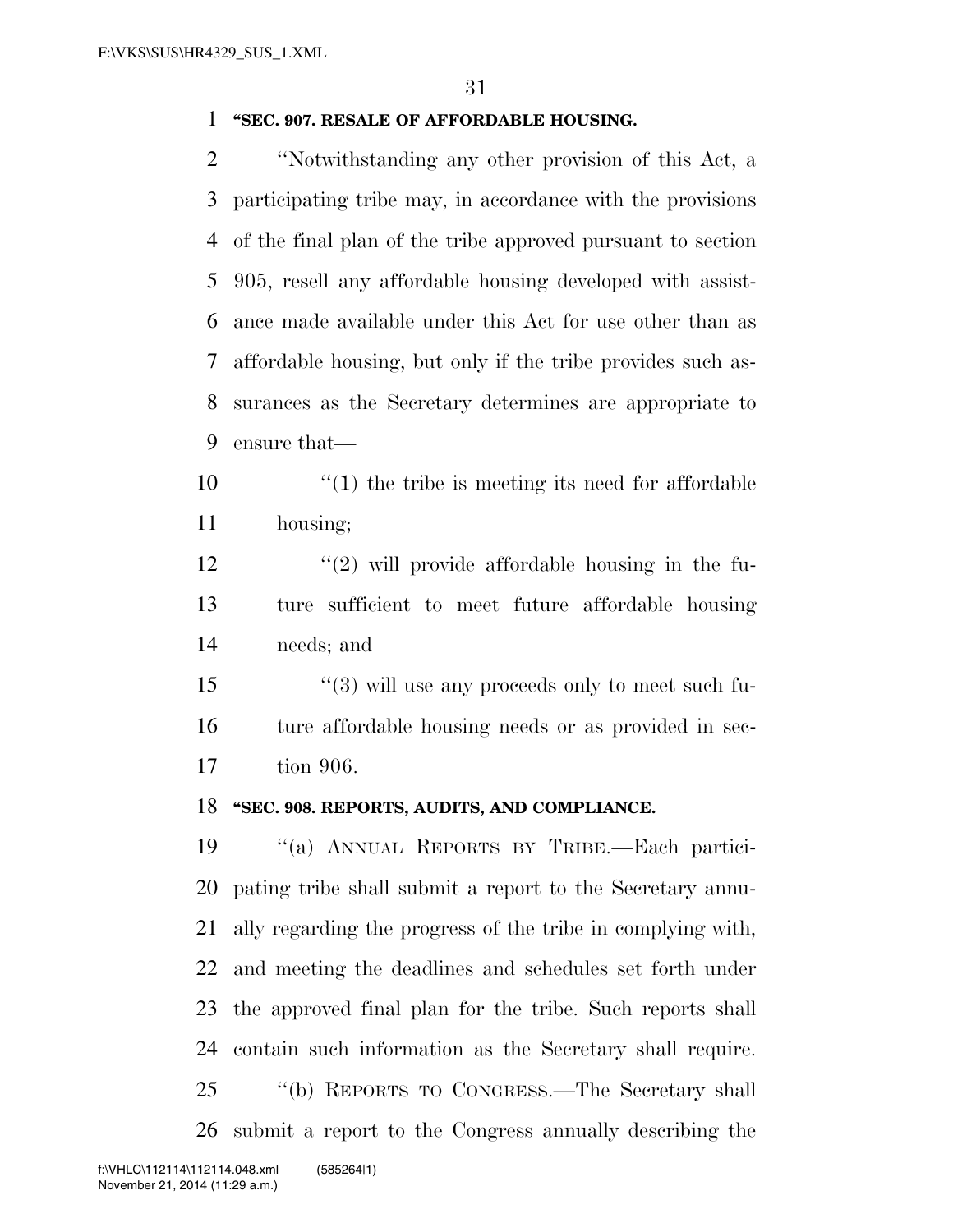**"SEC. 907. RESALE OF AFFORDABLE HOUSING.**

''Notwithstanding any other provision of this Act, a participating tribe may, in accordance with the provisions of the final plan of the tribe approved pursuant to section 905, resell any affordable housing developed with assistance made available under this Act for use other than as affordable housing, but only if the tribe provides such assurances as the Secretary determines are appropriate to ensure that—

''(1) the tribe is meeting its need for affordable housing;

''(2) will provide affordable housing in the future sufficient to meet future affordable housing needs; and

''(3) will use any proceeds only to meet such future affordable housing needs or as provided in section 906.

**"SEC. 908. REPORTS, AUDITS, AND COMPLIANCE.**

''(a) ANNUAL REPORTS BY TRIBE.—Each participating tribe shall submit a report to the Secretary annually regarding the progress of the tribe in complying with, and meeting the deadlines and schedules set forth under the approved final plan for the tribe. Such reports shall contain such information as the Secretary shall require.

''(b) REPORTS TO CONGRESS.—The Secretary shall submit a report to the Congress annually describing the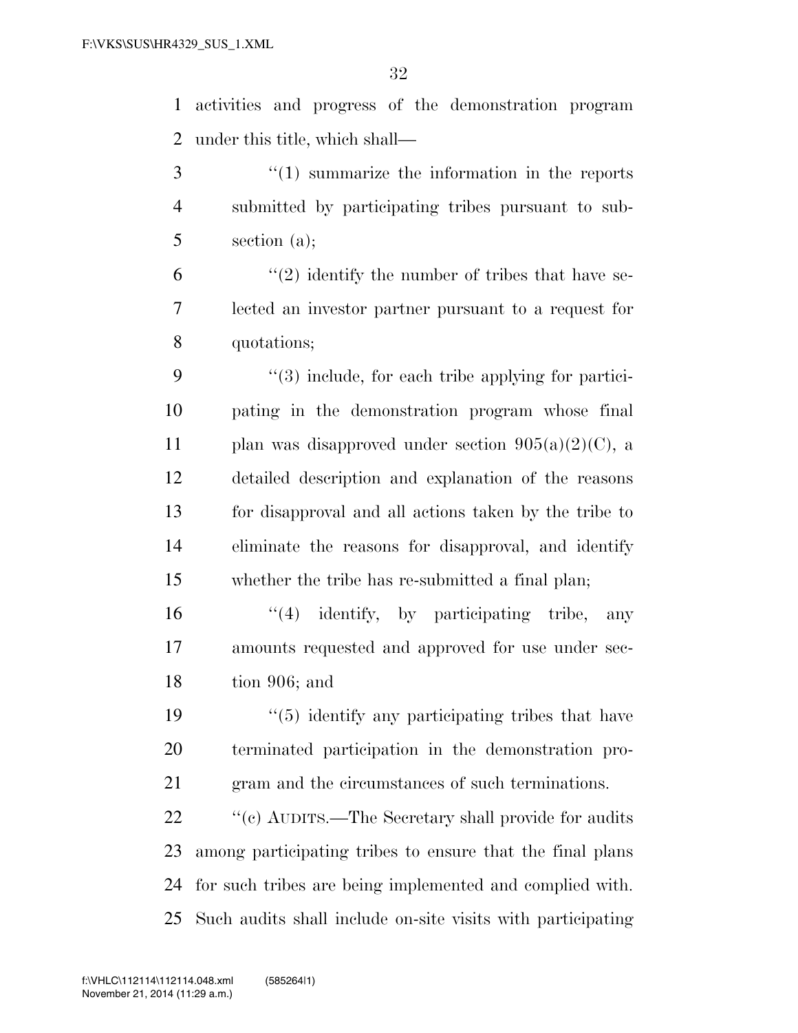activities and progress of the demonstration program under this title, which shall—

"(1) summarize the information in the reports submitted by participating tribes pursuant to subsection (a);

"(2) identify the number of tribes that have selected an investor partner pursuant to a request for quotations;

"(3) include, for each tribe applying for participating in the demonstration program whose final plan was disapproved under section 905(a)(2)(C), a detailed description and explanation of the reasons for disapproval and all actions taken by the tribe to eliminate the reasons for disapproval, and identify whether the tribe has re-submitted a final plan;

"(4) identify, by participating tribe, any amounts requested and approved for use under section 906; and

"(5) identify any participating tribes that have terminated participation in the demonstration program and the circumstances of such terminations.

"(c) AUDITS.—The Secretary shall provide for audits among participating tribes to ensure that the final plans for such tribes are being implemented and complied with. Such audits shall include on-site visits with participating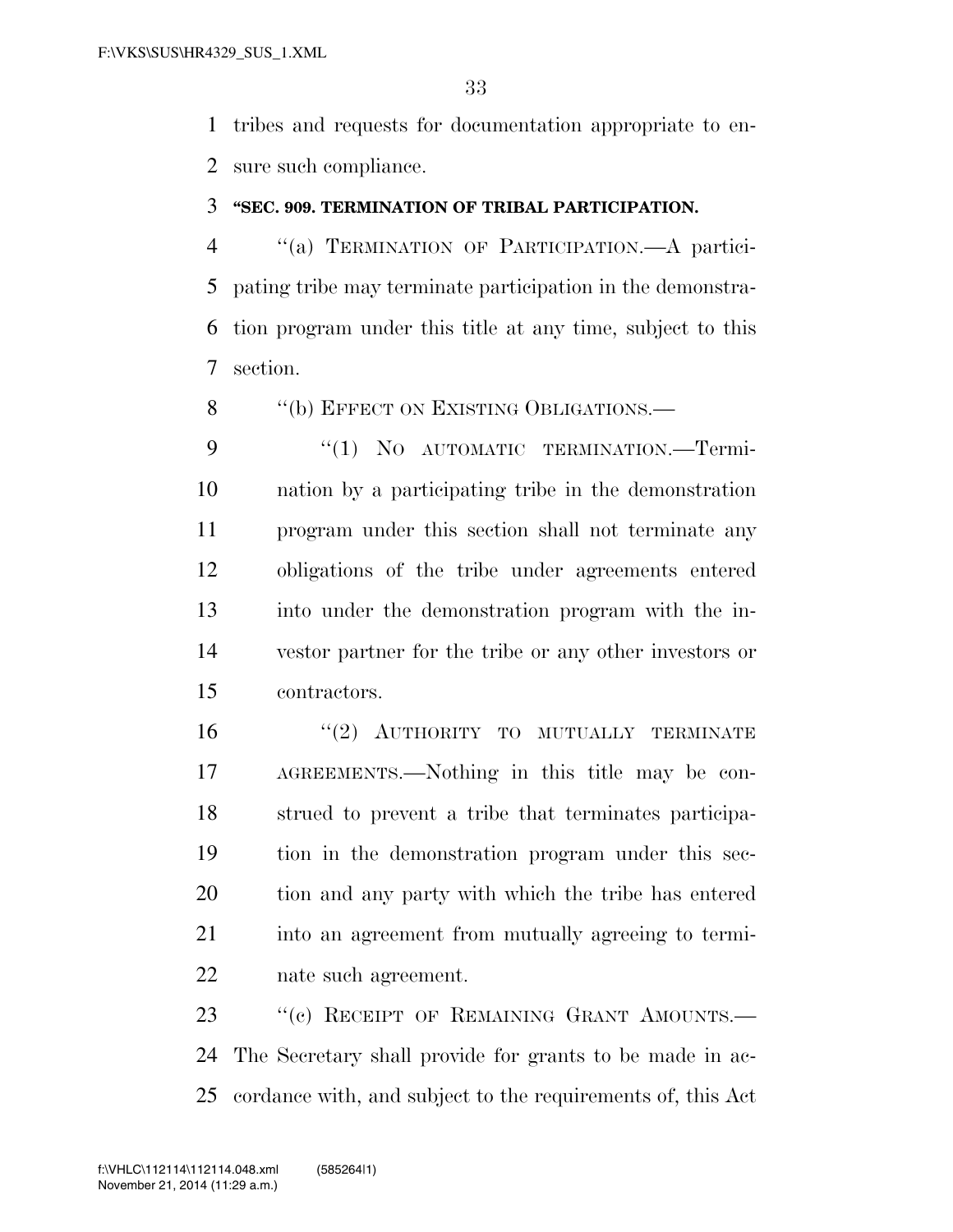tribes and requests for documentation appropriate to ensure such compliance.

**"SEC. 909. TERMINATION OF TRIBAL PARTICIPATION.**

"(a) TERMINATION OF PARTICIPATION.—A participating tribe may terminate participation in the demonstration program under this title at any time, subject to this section.

"(b) EFFECT ON EXISTING OBLIGATIONS.—

"(1) NO AUTOMATIC TERMINATION.—Termination by a participating tribe in the demonstration program under this section shall not terminate any obligations of the tribe under agreements entered into under the demonstration program with the investor partner for the tribe or any other investors or contractors.

"(2) AUTHORITY TO MUTUALLY TERMINATE AGREEMENTS.—Nothing in this title may be construed to prevent a tribe that terminates participation in the demonstration program under this section and any party with which the tribe has entered into an agreement from mutually agreeing to terminate such agreement.

"(c) RECEIPT OF REMAINING GRANT AMOUNTS.—The Secretary shall provide for grants to be made in accordance with, and subject to the requirements of, this Act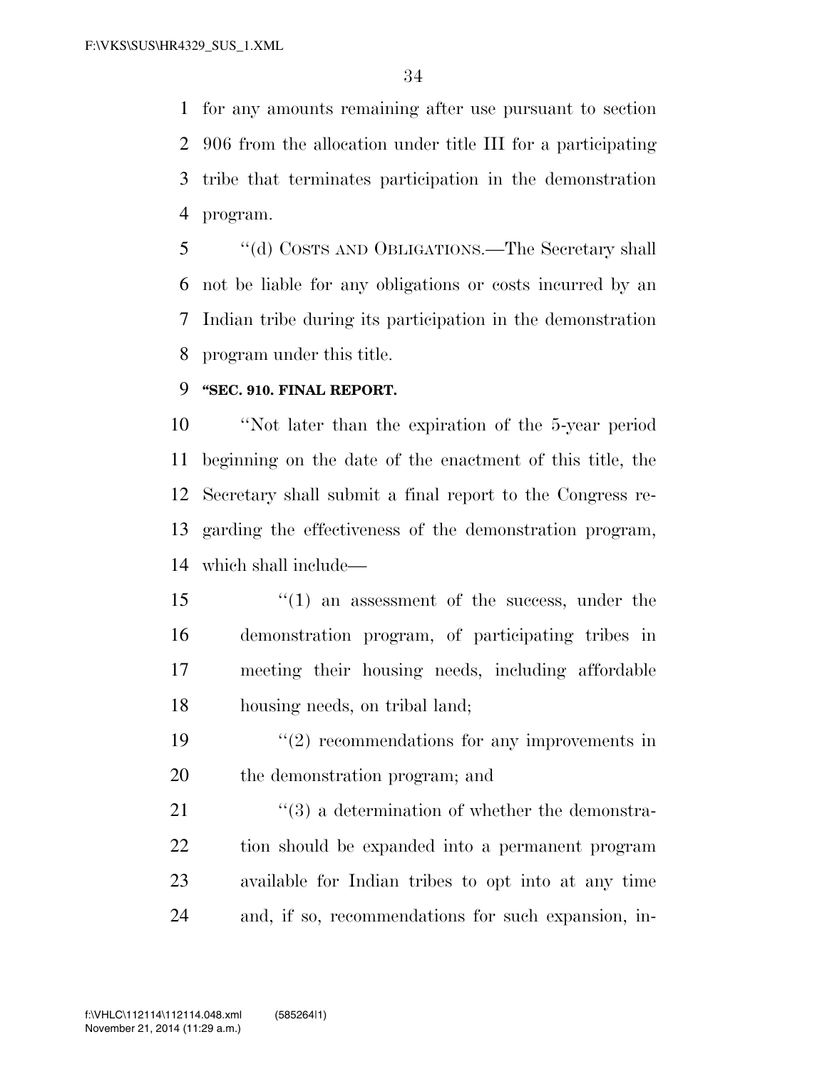for any amounts remaining after use pursuant to section 906 from the allocation under title III for a participating tribe that terminates participation in the demonstration program.

''(d) COSTS AND OBLIGATIONS.—The Secretary shall not be liable for any obligations or costs incurred by an Indian tribe during its participation in the demonstration program under this title.

**''SEC. 910. FINAL REPORT.**

''Not later than the expiration of the 5-year period beginning on the date of the enactment of this title, the Secretary shall submit a final report to the Congress regarding the effectiveness of the demonstration program, which shall include—

''(1) an assessment of the success, under the demonstration program, of participating tribes in meeting their housing needs, including affordable housing needs, on tribal land;

''(2) recommendations for any improvements in the demonstration program; and

''(3) a determination of whether the demonstration should be expanded into a permanent program available for Indian tribes to opt into at any time and, if so, recommendations for such expansion, in-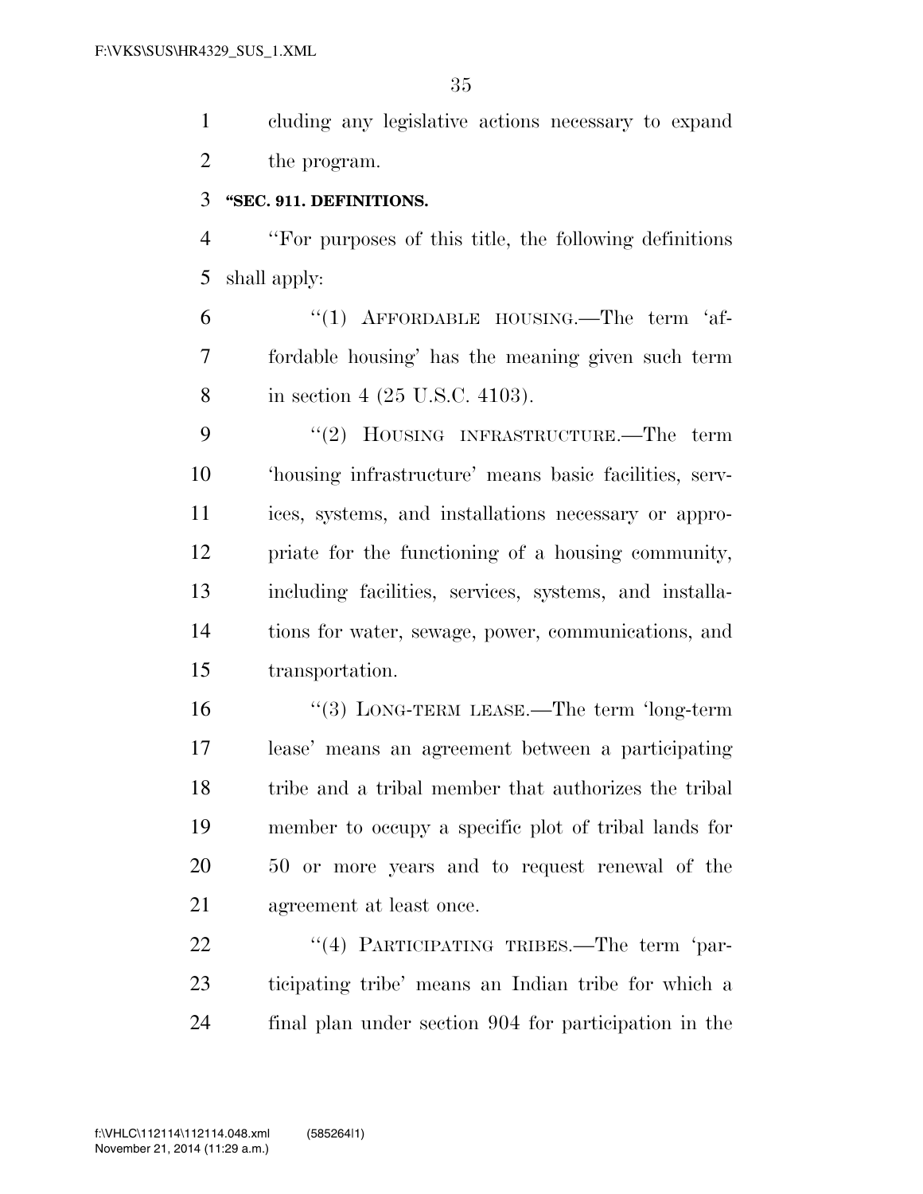cluding any legislative actions necessary to expand the program.

**"SEC. 911. DEFINITIONS.**

"For purposes of this title, the following definitions shall apply:

"(1) AFFORDABLE HOUSING.—The term 'affordable housing' has the meaning given such term in section 4 (25 U.S.C. 4103).

"(2) HOUSING INFRASTRUCTURE.—The term 'housing infrastructure' means basic facilities, services, systems, and installations necessary or appropriate for the functioning of a housing community, including facilities, services, systems, and installations for water, sewage, power, communications, and transportation.

"(3) LONG-TERM LEASE.—The term 'long-term lease' means an agreement between a participating tribe and a tribal member that authorizes the tribal member to occupy a specific plot of tribal lands for 50 or more years and to request renewal of the agreement at least once.

"(4) PARTICIPATING TRIBES.—The term 'participating tribe' means an Indian tribe for which a final plan under section 904 for participation in the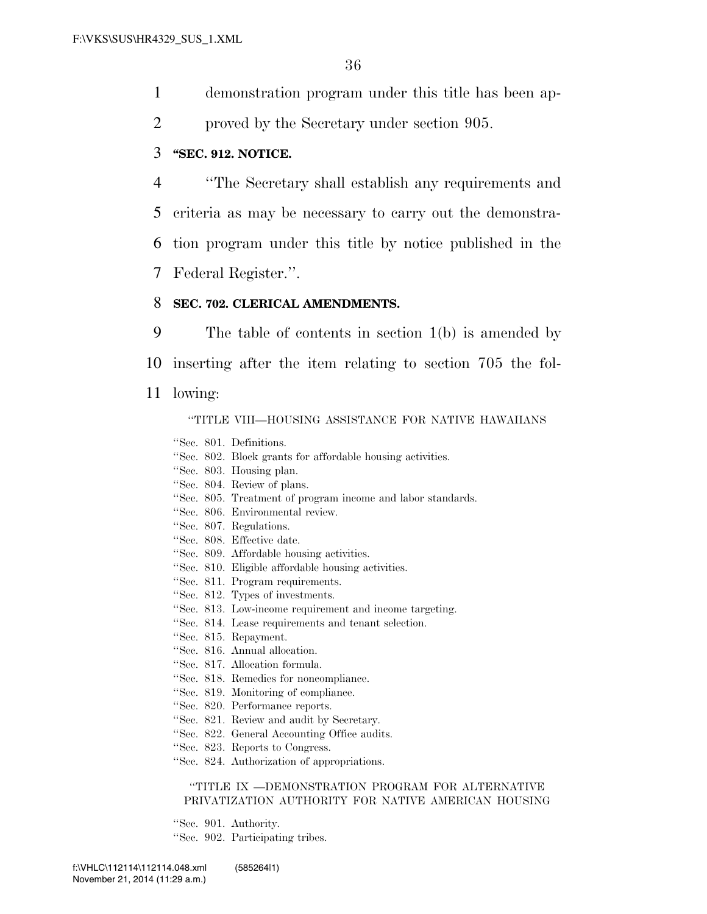demonstration program under this title has been approved by the Secretary under section 905.

**"SEC. 912. NOTICE.**

"The Secretary shall establish any requirements and criteria as may be necessary to carry out the demonstration program under this title by notice published in the Federal Register.".

**SEC. 702. CLERICAL AMENDMENTS.**

The table of contents in section 1(b) is amended by inserting after the item relating to section 705 the following:

"TITLE VIII—HOUSING ASSISTANCE FOR NATIVE HAWAIIANS

"Sec. 801. Definitions.
"Sec. 802. Block grants for affordable housing activities.
"Sec. 803. Housing plan.
"Sec. 804. Review of plans.
"Sec. 805. Treatment of program income and labor standards.
"Sec. 806. Environmental review.
"Sec. 807. Regulations.
"Sec. 808. Effective date.
"Sec. 809. Affordable housing activities.
"Sec. 810. Eligible affordable housing activities.
"Sec. 811. Program requirements.
"Sec. 812. Types of investments.
"Sec. 813. Low-income requirement and income targeting.
"Sec. 814. Lease requirements and tenant selection.
"Sec. 815. Repayment.
"Sec. 816. Annual allocation.
"Sec. 817. Allocation formula.
"Sec. 818. Remedies for noncompliance.
"Sec. 819. Monitoring of compliance.
"Sec. 820. Performance reports.
"Sec. 821. Review and audit by Secretary.
"Sec. 822. General Accounting Office audits.
"Sec. 823. Reports to Congress.
"Sec. 824. Authorization of appropriations.

"TITLE IX —DEMONSTRATION PROGRAM FOR ALTERNATIVE PRIVATIZATION AUTHORITY FOR NATIVE AMERICAN HOUSING

"Sec. 901. Authority.
"Sec. 902. Participating tribes.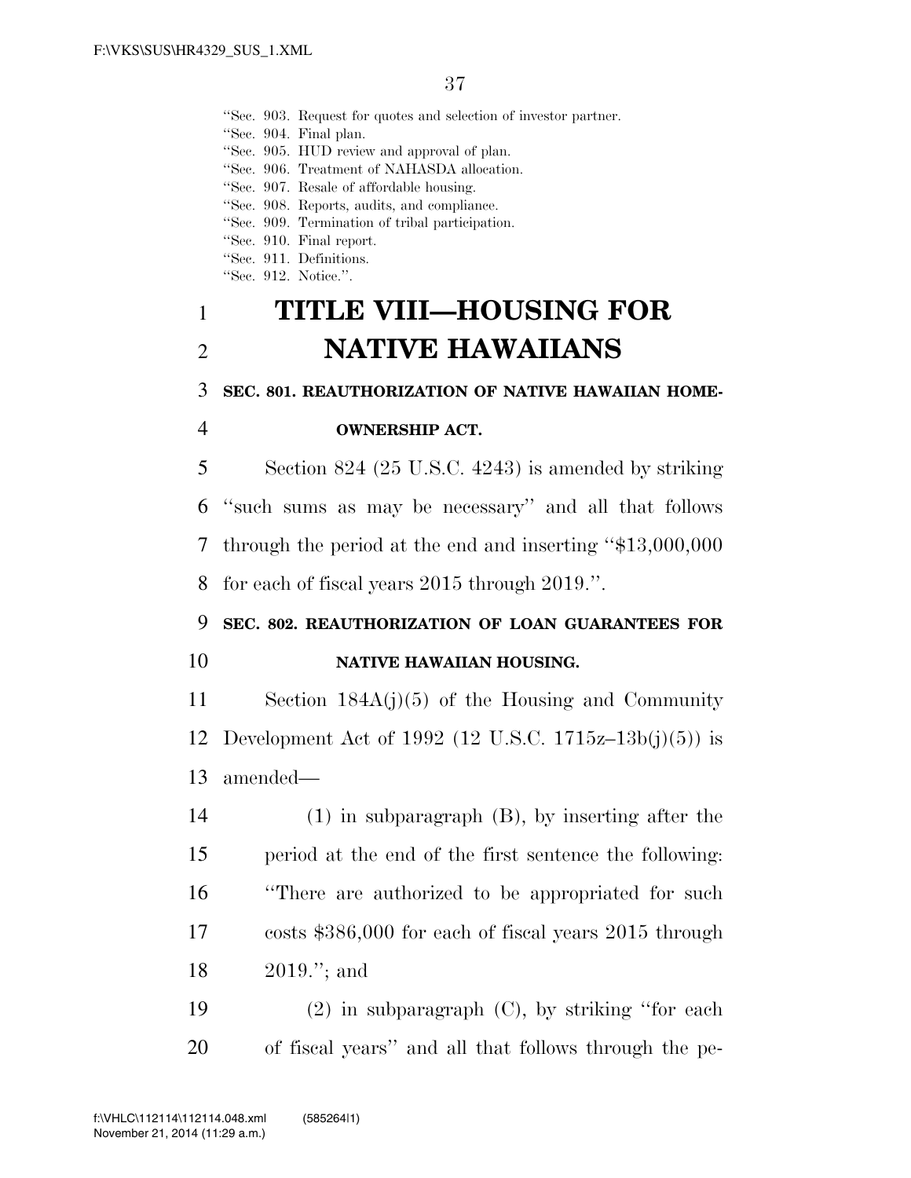"Sec. 903. Request for quotes and selection of investor partner.
"Sec. 904. Final plan.
"Sec. 905. HUD review and approval of plan.
"Sec. 906. Treatment of NAHASDA allocation.
"Sec. 907. Resale of affordable housing.
"Sec. 908. Reports, audits, and compliance.
"Sec. 909. Termination of tribal participation.
"Sec. 910. Final report.
"Sec. 911. Definitions.
"Sec. 912. Notice.".

# TITLE VIII—HOUSING FOR NATIVE HAWAIIANS

**SEC. 801. REAUTHORIZATION OF NATIVE HAWAIIAN HOMEOWNERSHIP ACT.**

Section 824 (25 U.S.C. 4243) is amended by striking "such sums as may be necessary" and all that follows through the period at the end and inserting "$13,000,000 for each of fiscal years 2015 through 2019.".

**SEC. 802. REAUTHORIZATION OF LOAN GUARANTEES FOR NATIVE HAWAIIAN HOUSING.**

Section 184A(j)(5) of the Housing and Community Development Act of 1992 (12 U.S.C. 1715z–13b(j)(5)) is amended—

(1) in subparagraph (B), by inserting after the period at the end of the first sentence the following: "There are authorized to be appropriated for such costs $386,000 for each of fiscal years 2015 through 2019."; and

(2) in subparagraph (C), by striking "for each of fiscal years" and all that follows through the pe-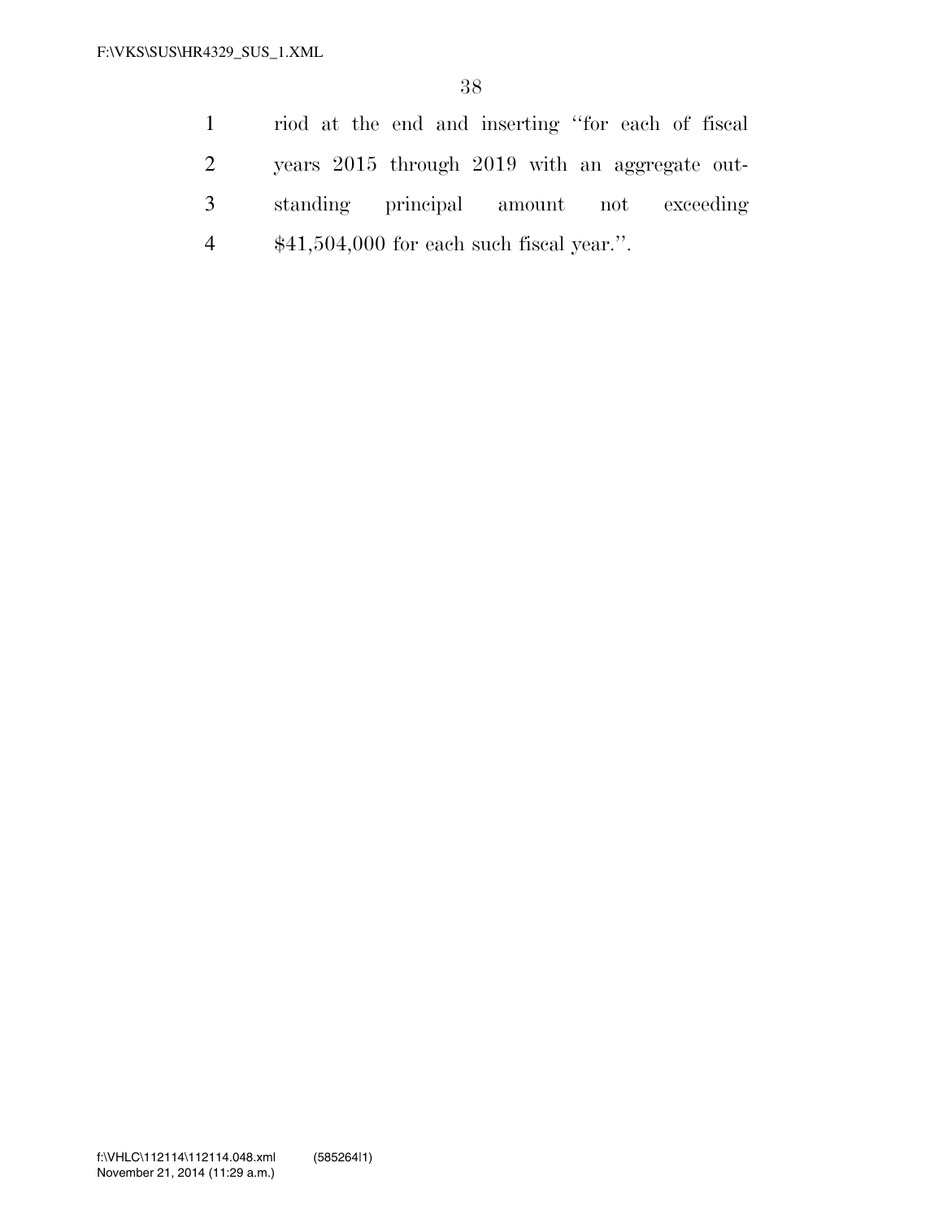riod at the end and inserting "for each of fiscal years 2015 through 2019 with an aggregate outstanding principal amount not exceeding $41,504,000 for each such fiscal year.".